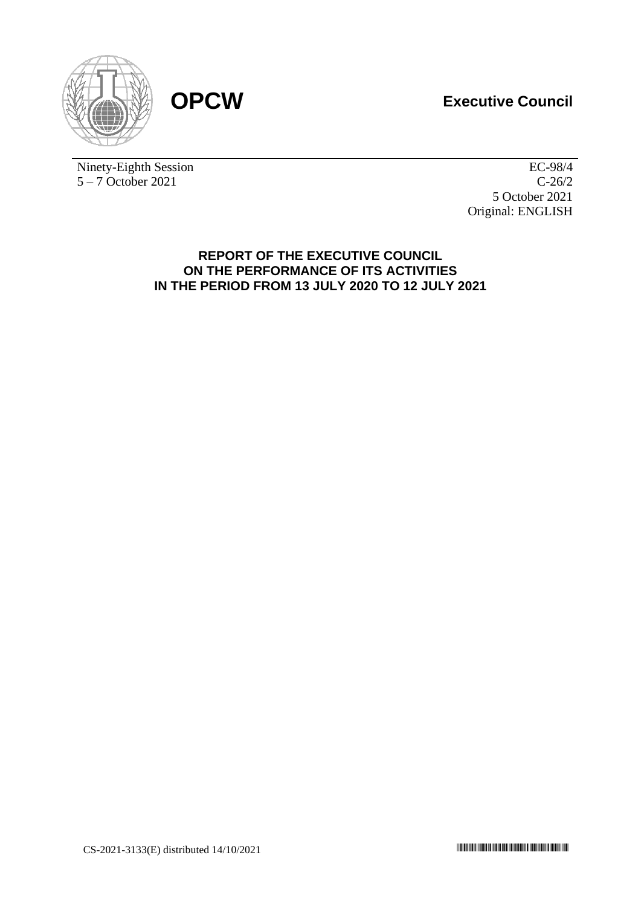**OPCW**

**Executive Council**

Ninety-Eighth Session
5 – 7 October 2021

EC-98/4
C-26/2
5 October 2021
Original: ENGLISH

# REPORT OF THE EXECUTIVE COUNCIL ON THE PERFORMANCE OF ITS ACTIVITIES IN THE PERIOD FROM 13 JULY 2020 TO 12 JULY 2021

CS-2021-3133(E) distributed 14/10/2021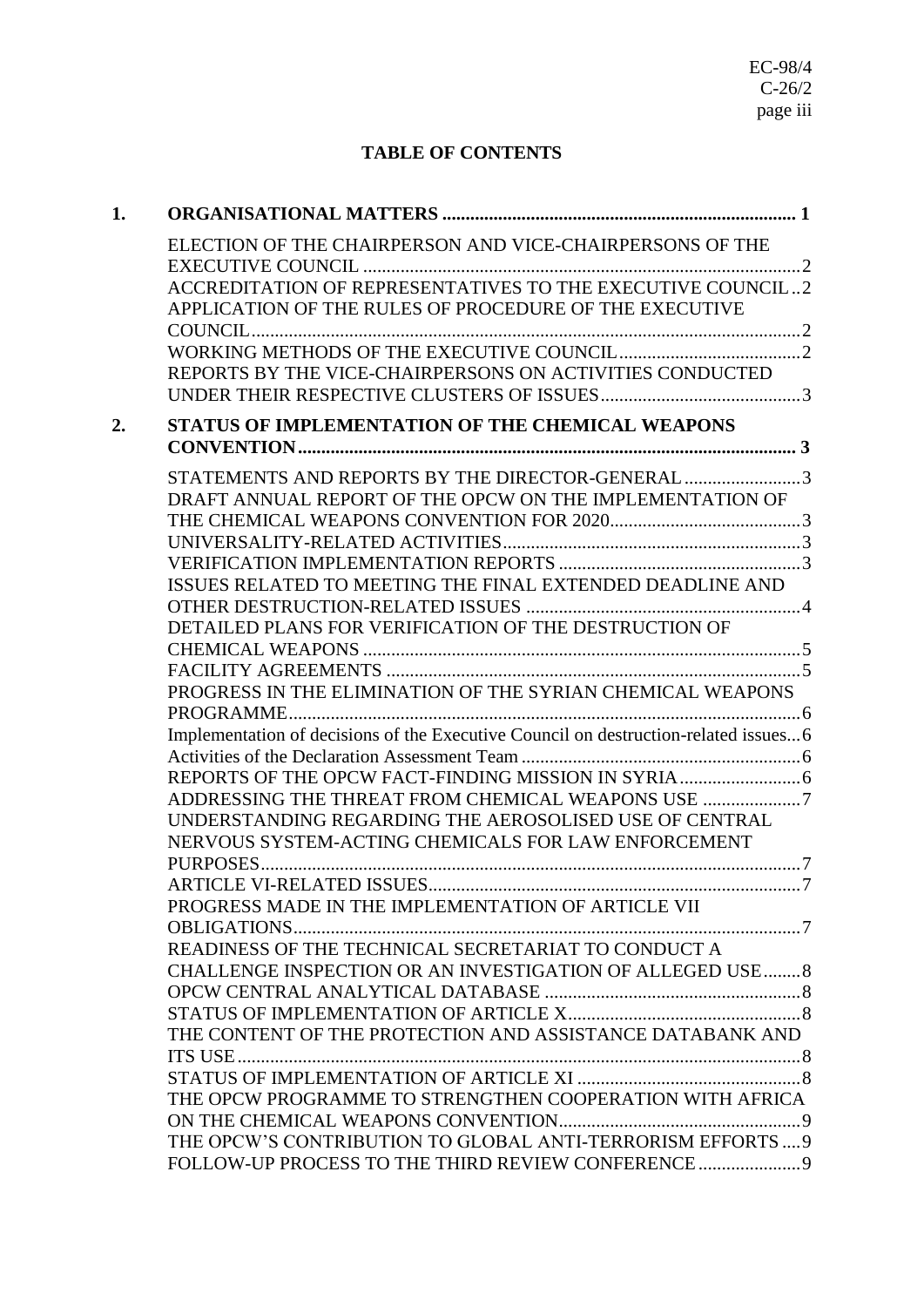**TABLE OF CONTENTS**

**1. ORGANISATIONAL MATTERS ... 1**

- ELECTION OF THE CHAIRPERSON AND VICE-CHAIRPERSONS OF THE EXECUTIVE COUNCIL ... 2
- ACCREDITATION OF REPRESENTATIVES TO THE EXECUTIVE COUNCIL .. 2
- APPLICATION OF THE RULES OF PROCEDURE OF THE EXECUTIVE COUNCIL ... 2
- WORKING METHODS OF THE EXECUTIVE COUNCIL ... 2
- REPORTS BY THE VICE-CHAIRPERSONS ON ACTIVITIES CONDUCTED UNDER THEIR RESPECTIVE CLUSTERS OF ISSUES ... 3

**2. STATUS OF IMPLEMENTATION OF THE CHEMICAL WEAPONS CONVENTION ... 3**

- STATEMENTS AND REPORTS BY THE DIRECTOR-GENERAL ... 3
- DRAFT ANNUAL REPORT OF THE OPCW ON THE IMPLEMENTATION OF THE CHEMICAL WEAPONS CONVENTION FOR 2020 ... 3
- UNIVERSALITY-RELATED ACTIVITIES ... 3
- VERIFICATION IMPLEMENTATION REPORTS ... 3
- ISSUES RELATED TO MEETING THE FINAL EXTENDED DEADLINE AND OTHER DESTRUCTION-RELATED ISSUES ... 4
- DETAILED PLANS FOR VERIFICATION OF THE DESTRUCTION OF CHEMICAL WEAPONS ... 5
- FACILITY AGREEMENTS ... 5
- PROGRESS IN THE ELIMINATION OF THE SYRIAN CHEMICAL WEAPONS PROGRAMME ... 6
- Implementation of decisions of the Executive Council on destruction-related issues ... 6
- Activities of the Declaration Assessment Team ... 6
- REPORTS OF THE OPCW FACT-FINDING MISSION IN SYRIA ... 6
- ADDRESSING THE THREAT FROM CHEMICAL WEAPONS USE ... 7
- UNDERSTANDING REGARDING THE AEROSOLISED USE OF CENTRAL NERVOUS SYSTEM-ACTING CHEMICALS FOR LAW ENFORCEMENT PURPOSES ... 7
- ARTICLE VI-RELATED ISSUES ... 7
- PROGRESS MADE IN THE IMPLEMENTATION OF ARTICLE VII OBLIGATIONS ... 7
- READINESS OF THE TECHNICAL SECRETARIAT TO CONDUCT A CHALLENGE INSPECTION OR AN INVESTIGATION OF ALLEGED USE ... 8
- OPCW CENTRAL ANALYTICAL DATABASE ... 8
- STATUS OF IMPLEMENTATION OF ARTICLE X ... 8
- THE CONTENT OF THE PROTECTION AND ASSISTANCE DATABANK AND ITS USE ... 8
- STATUS OF IMPLEMENTATION OF ARTICLE XI ... 8
- THE OPCW PROGRAMME TO STRENGTHEN COOPERATION WITH AFRICA ON THE CHEMICAL WEAPONS CONVENTION ... 9
- THE OPCW'S CONTRIBUTION TO GLOBAL ANTI-TERRORISM EFFORTS ... 9
- FOLLOW-UP PROCESS TO THE THIRD REVIEW CONFERENCE ... 9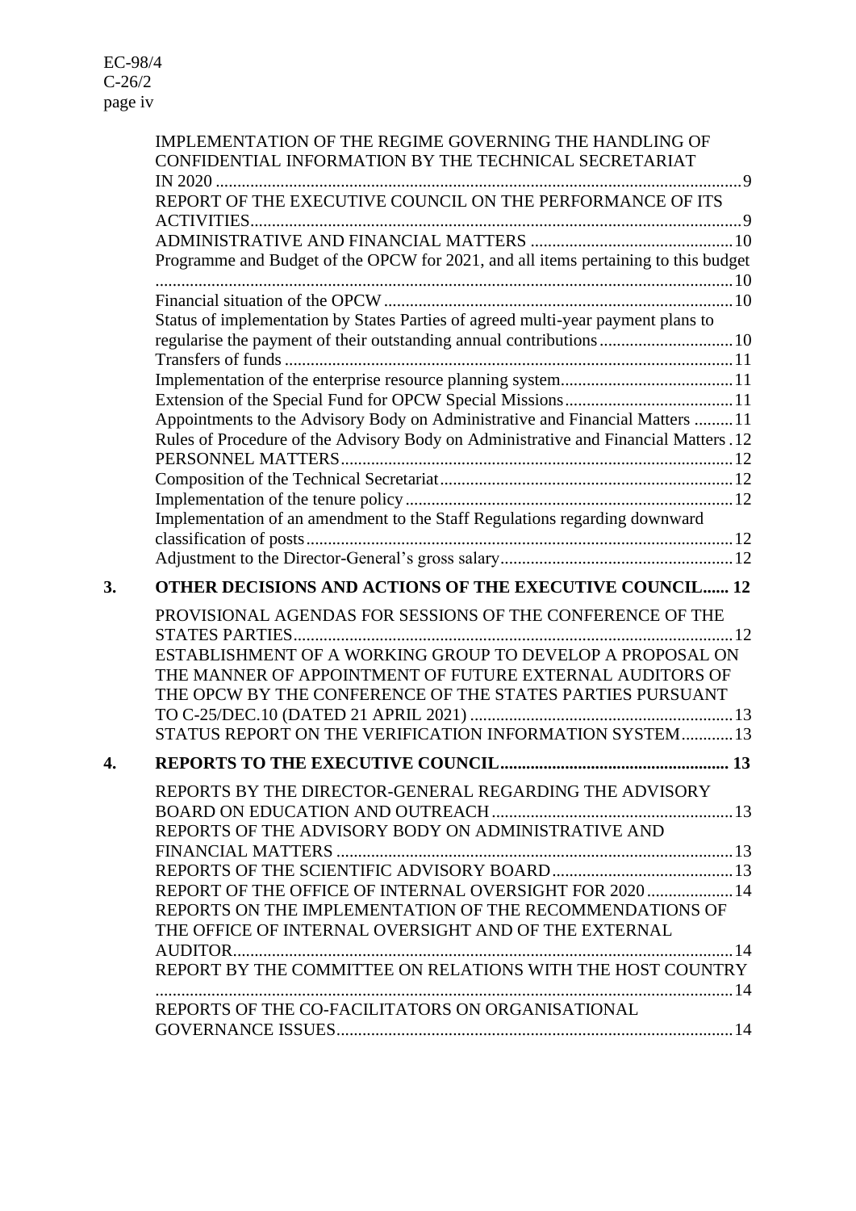IMPLEMENTATION OF THE REGIME GOVERNING THE HANDLING OF CONFIDENTIAL INFORMATION BY THE TECHNICAL SECRETARIAT IN 2020 ........................................................................................................................9
REPORT OF THE EXECUTIVE COUNCIL ON THE PERFORMANCE OF ITS ACTIVITIES.................................................................................................................9
ADMINISTRATIVE AND FINANCIAL MATTERS ...............................................10
Programme and Budget of the OPCW for 2021, and all items pertaining to this budget ....................................................................................................................10
Financial situation of the OPCW ................................................................................10
Status of implementation by States Parties of agreed multi-year payment plans to regularise the payment of their outstanding annual contributions...............................10
Transfers of funds .......................................................................................................11
Implementation of the enterprise resource planning system........................................11
Extension of the Special Fund for OPCW Special Missions.......................................11
Appointments to the Advisory Body on Administrative and Financial Matters .........11
Rules of Procedure of the Advisory Body on Administrative and Financial Matters .12
PERSONNEL MATTERS...........................................................................................12
Composition of the Technical Secretariat....................................................................12
Implementation of the tenure policy...........................................................................12
Implementation of an amendment to the Staff Regulations regarding downward classification of posts...................................................................................................12
Adjustment to the Director-General's gross salary......................................................12

**3. OTHER DECISIONS AND ACTIONS OF THE EXECUTIVE COUNCIL...... 12**

PROVISIONAL AGENDAS FOR SESSIONS OF THE CONFERENCE OF THE STATES PARTIES.....................................................................................................12
ESTABLISHMENT OF A WORKING GROUP TO DEVELOP A PROPOSAL ON THE MANNER OF APPOINTMENT OF FUTURE EXTERNAL AUDITORS OF THE OPCW BY THE CONFERENCE OF THE STATES PARTIES PURSUANT TO C-25/DEC.10 (DATED 21 APRIL 2021) ............................................................13
STATUS REPORT ON THE VERIFICATION INFORMATION SYSTEM............13

**4. REPORTS TO THE EXECUTIVE COUNCIL..................................................... 13**

REPORTS BY THE DIRECTOR-GENERAL REGARDING THE ADVISORY BOARD ON EDUCATION AND OUTREACH.......................................................13
REPORTS OF THE ADVISORY BODY ON ADMINISTRATIVE AND FINANCIAL MATTERS ...........................................................................................13
REPORTS OF THE SCIENTIFIC ADVISORY BOARD..........................................13
REPORT OF THE OFFICE OF INTERNAL OVERSIGHT FOR 2020....................14
REPORTS ON THE IMPLEMENTATION OF THE RECOMMENDATIONS OF THE OFFICE OF INTERNAL OVERSIGHT AND OF THE EXTERNAL AUDITOR...................................................................................................................14
REPORT BY THE COMMITTEE ON RELATIONS WITH THE HOST COUNTRY .....................................................................................................................................14
REPORTS OF THE CO-FACILITATORS ON ORGANISATIONAL GOVERNANCE ISSUES...........................................................................................14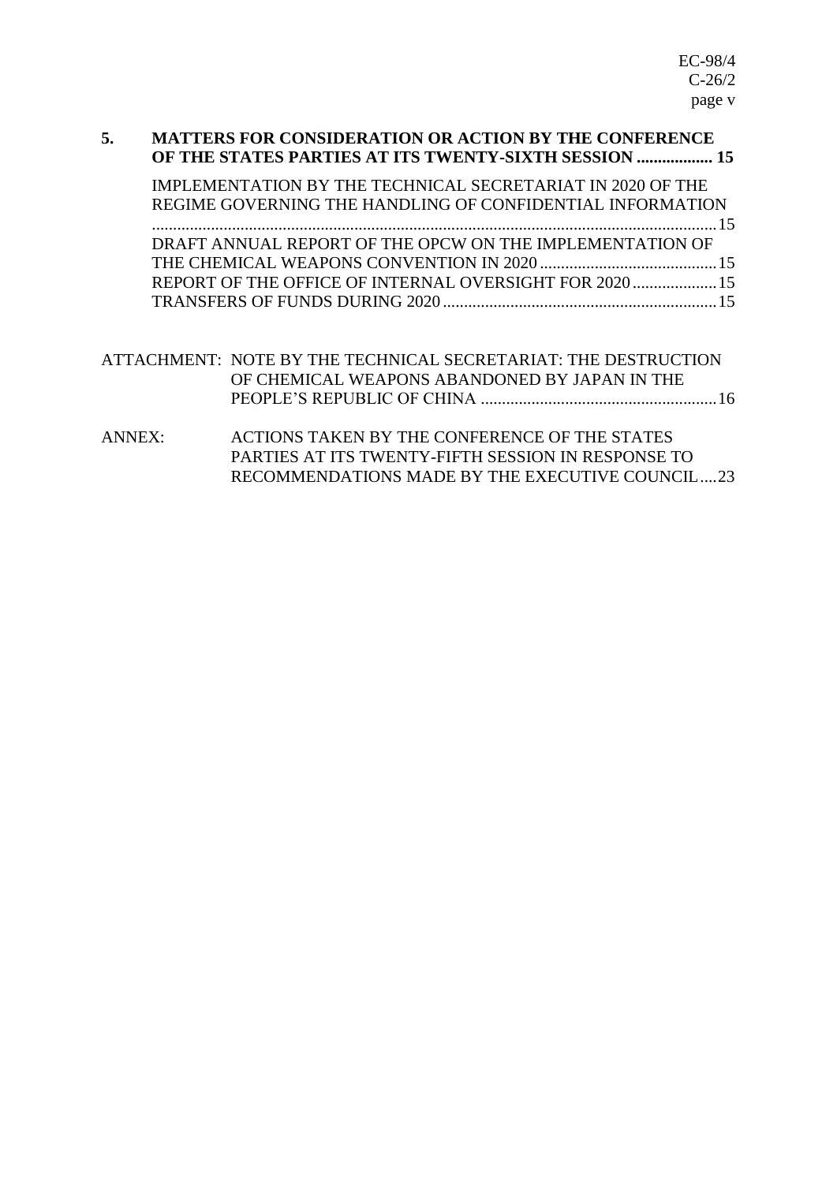**5. MATTERS FOR CONSIDERATION OR ACTION BY THE CONFERENCE OF THE STATES PARTIES AT ITS TWENTY-SIXTH SESSION .................. 15**

IMPLEMENTATION BY THE TECHNICAL SECRETARIAT IN 2020 OF THE REGIME GOVERNING THE HANDLING OF CONFIDENTIAL INFORMATION ......................................................................................................................15

DRAFT ANNUAL REPORT OF THE OPCW ON THE IMPLEMENTATION OF THE CHEMICAL WEAPONS CONVENTION IN 2020 ..........................................15

REPORT OF THE OFFICE OF INTERNAL OVERSIGHT FOR 2020 ....................15

TRANSFERS OF FUNDS DURING 2020 .................................................................15

ATTACHMENT: NOTE BY THE TECHNICAL SECRETARIAT: THE DESTRUCTION OF CHEMICAL WEAPONS ABANDONED BY JAPAN IN THE PEOPLE'S REPUBLIC OF CHINA ........................................................16

ANNEX: ACTIONS TAKEN BY THE CONFERENCE OF THE STATES PARTIES AT ITS TWENTY-FIFTH SESSION IN RESPONSE TO RECOMMENDATIONS MADE BY THE EXECUTIVE COUNCIL....23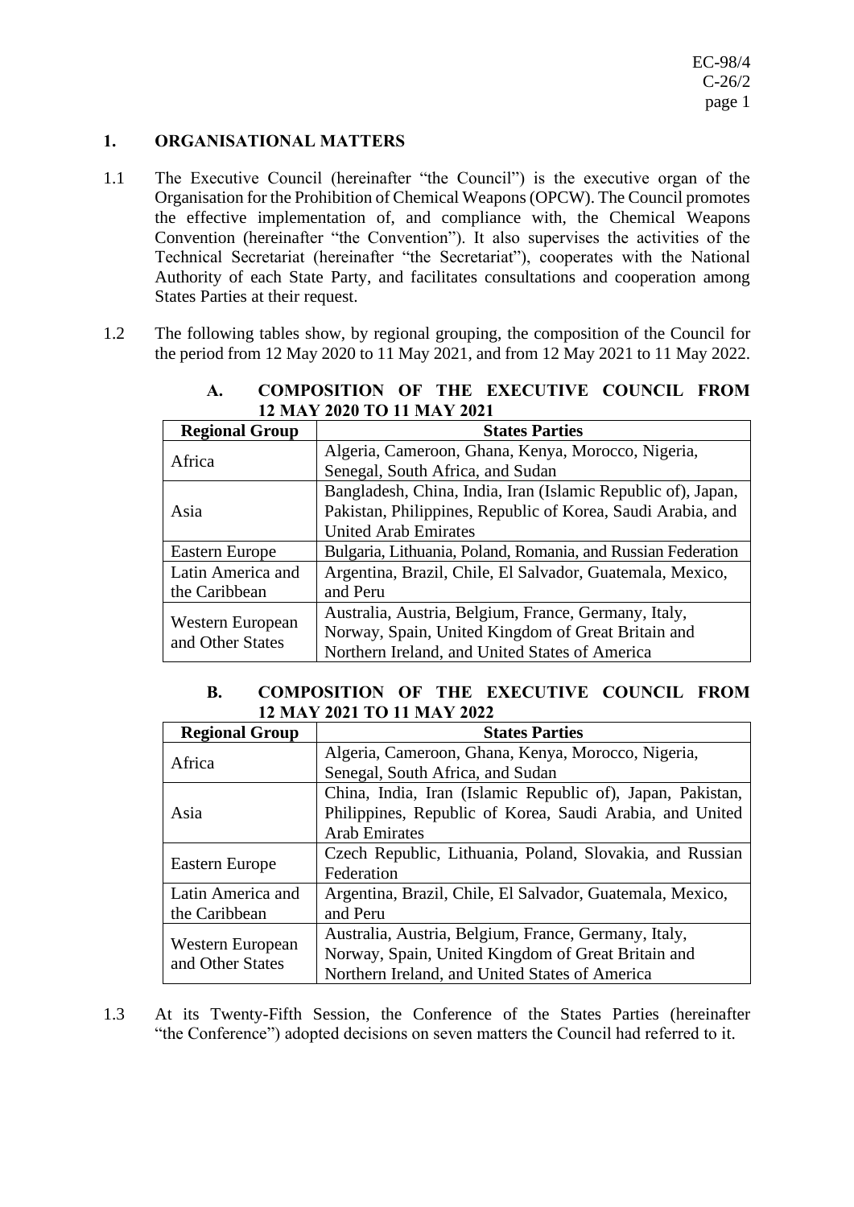## 1. ORGANISATIONAL MATTERS

1.1 The Executive Council (hereinafter "the Council") is the executive organ of the Organisation for the Prohibition of Chemical Weapons (OPCW). The Council promotes the effective implementation of, and compliance with, the Chemical Weapons Convention (hereinafter "the Convention"). It also supervises the activities of the Technical Secretariat (hereinafter "the Secretariat"), cooperates with the National Authority of each State Party, and facilitates consultations and cooperation among States Parties at their request.

1.2 The following tables show, by regional grouping, the composition of the Council for the period from 12 May 2020 to 11 May 2021, and from 12 May 2021 to 11 May 2022.

### A. COMPOSITION OF THE EXECUTIVE COUNCIL FROM 12 MAY 2020 TO 11 MAY 2021

| Regional Group | States Parties |
|---|---|
| Africa | Algeria, Cameroon, Ghana, Kenya, Morocco, Nigeria, Senegal, South Africa, and Sudan |
| Asia | Bangladesh, China, India, Iran (Islamic Republic of), Japan, Pakistan, Philippines, Republic of Korea, Saudi Arabia, and United Arab Emirates |
| Eastern Europe | Bulgaria, Lithuania, Poland, Romania, and Russian Federation |
| Latin America and the Caribbean | Argentina, Brazil, Chile, El Salvador, Guatemala, Mexico, and Peru |
| Western European and Other States | Australia, Austria, Belgium, France, Germany, Italy, Norway, Spain, United Kingdom of Great Britain and Northern Ireland, and United States of America |

### B. COMPOSITION OF THE EXECUTIVE COUNCIL FROM 12 MAY 2021 TO 11 MAY 2022

| Regional Group | States Parties |
|---|---|
| Africa | Algeria, Cameroon, Ghana, Kenya, Morocco, Nigeria, Senegal, South Africa, and Sudan |
| Asia | China, India, Iran (Islamic Republic of), Japan, Pakistan, Philippines, Republic of Korea, Saudi Arabia, and United Arab Emirates |
| Eastern Europe | Czech Republic, Lithuania, Poland, Slovakia, and Russian Federation |
| Latin America and the Caribbean | Argentina, Brazil, Chile, El Salvador, Guatemala, Mexico, and Peru |
| Western European and Other States | Australia, Austria, Belgium, France, Germany, Italy, Norway, Spain, United Kingdom of Great Britain and Northern Ireland, and United States of America |

1.3 At its Twenty-Fifth Session, the Conference of the States Parties (hereinafter "the Conference") adopted decisions on seven matters the Council had referred to it.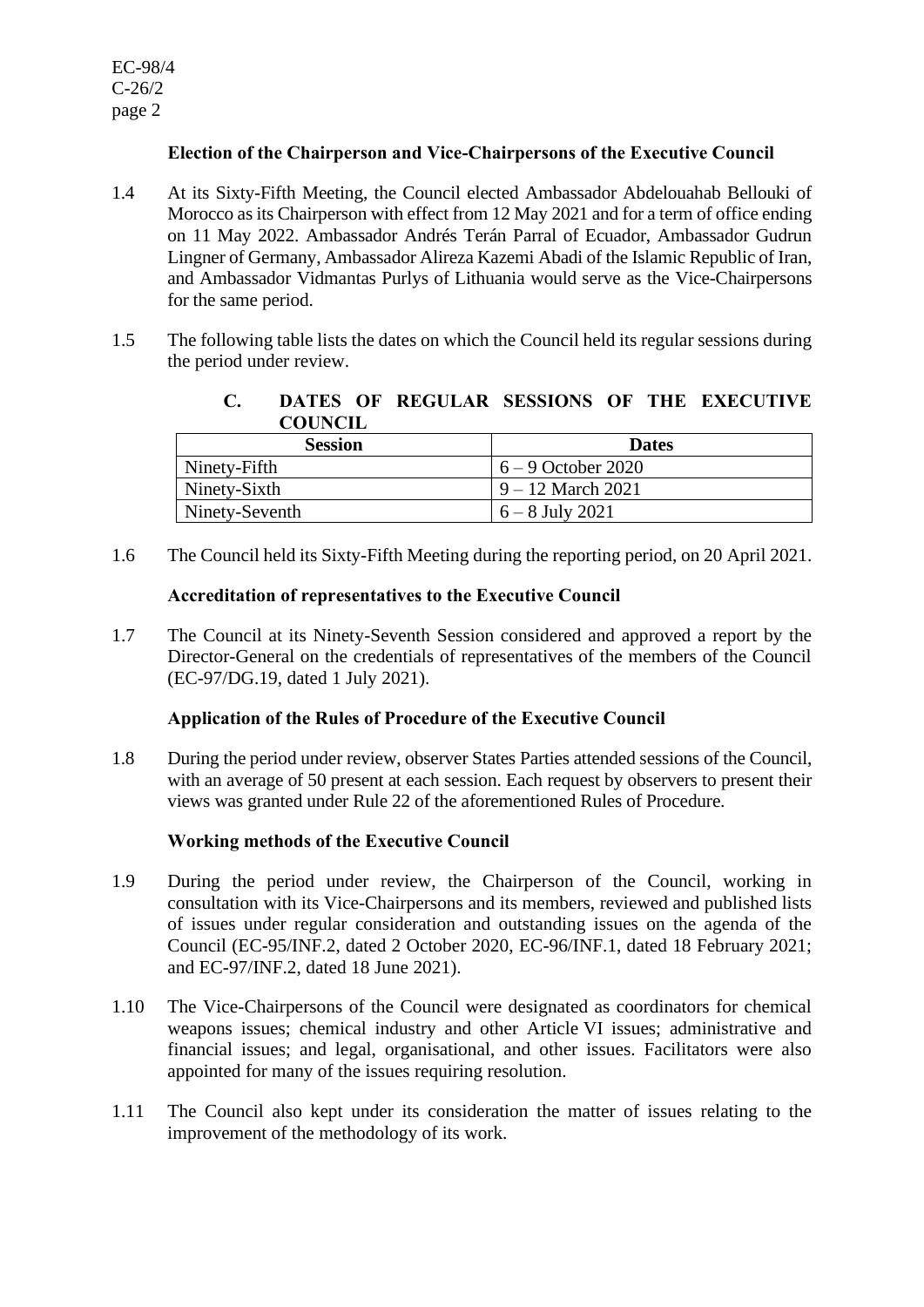**Election of the Chairperson and Vice-Chairpersons of the Executive Council**

1.4 At its Sixty-Fifth Meeting, the Council elected Ambassador Abdelouahab Bellouki of Morocco as its Chairperson with effect from 12 May 2021 and for a term of office ending on 11 May 2022. Ambassador Andrés Terán Parral of Ecuador, Ambassador Gudrun Lingner of Germany, Ambassador Alireza Kazemi Abadi of the Islamic Republic of Iran, and Ambassador Vidmantas Purlys of Lithuania would serve as the Vice-Chairpersons for the same period.

1.5 The following table lists the dates on which the Council held its regular sessions during the period under review.

### C. DATES OF REGULAR SESSIONS OF THE EXECUTIVE COUNCIL

| Session | Dates |
| --- | --- |
| Ninety-Fifth | 6 – 9 October 2020 |
| Ninety-Sixth | 9 – 12 March 2021 |
| Ninety-Seventh | 6 – 8 July 2021 |

1.6 The Council held its Sixty-Fifth Meeting during the reporting period, on 20 April 2021.

**Accreditation of representatives to the Executive Council**

1.7 The Council at its Ninety-Seventh Session considered and approved a report by the Director-General on the credentials of representatives of the members of the Council (EC-97/DG.19, dated 1 July 2021).

**Application of the Rules of Procedure of the Executive Council**

1.8 During the period under review, observer States Parties attended sessions of the Council, with an average of 50 present at each session. Each request by observers to present their views was granted under Rule 22 of the aforementioned Rules of Procedure.

**Working methods of the Executive Council**

1.9 During the period under review, the Chairperson of the Council, working in consultation with its Vice-Chairpersons and its members, reviewed and published lists of issues under regular consideration and outstanding issues on the agenda of the Council (EC-95/INF.2, dated 2 October 2020, EC-96/INF.1, dated 18 February 2021; and EC-97/INF.2, dated 18 June 2021).

1.10 The Vice-Chairpersons of the Council were designated as coordinators for chemical weapons issues; chemical industry and other Article VI issues; administrative and financial issues; and legal, organisational, and other issues. Facilitators were also appointed for many of the issues requiring resolution.

1.11 The Council also kept under its consideration the matter of issues relating to the improvement of the methodology of its work.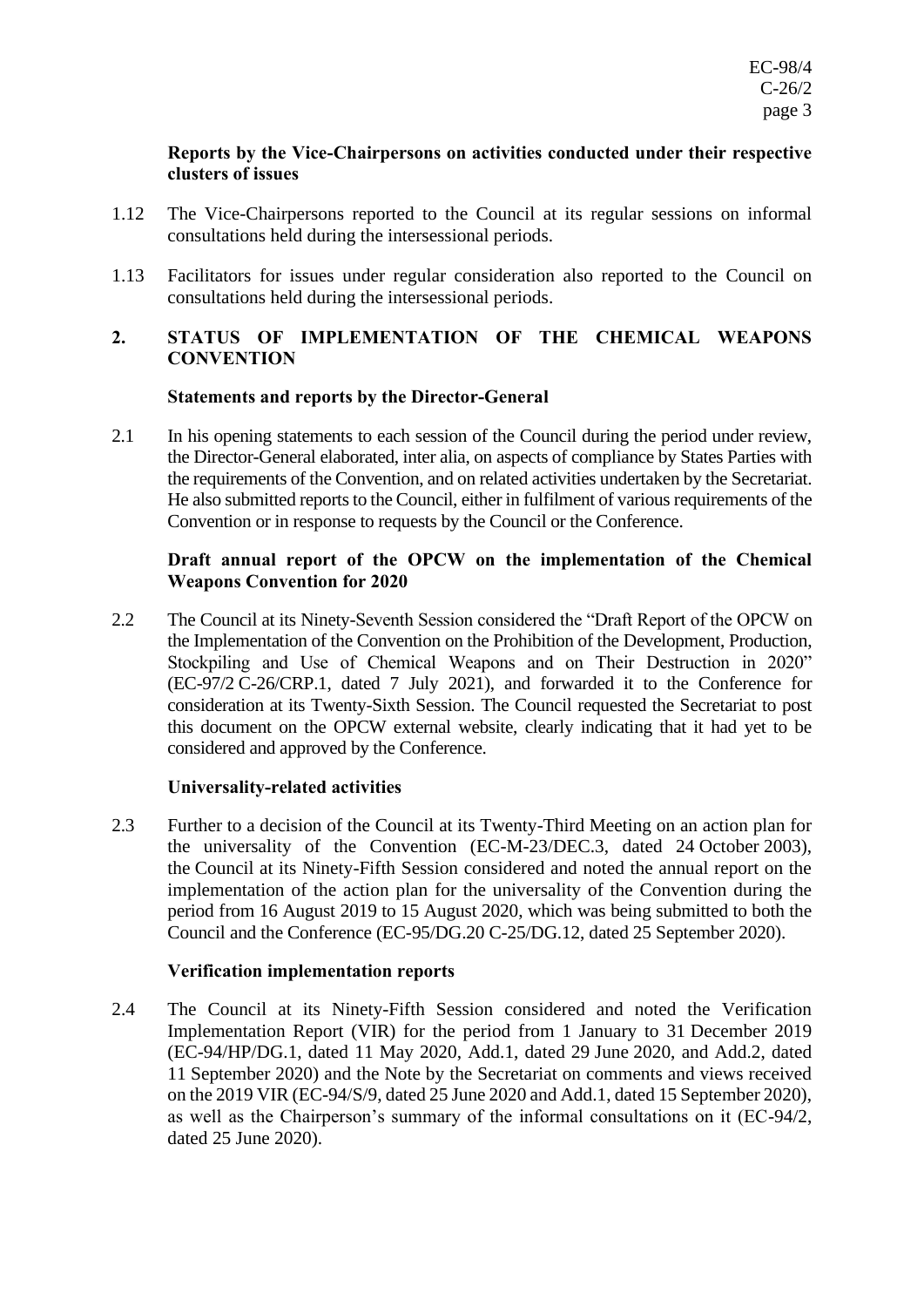**Reports by the Vice-Chairpersons on activities conducted under their respective clusters of issues**

1.12 The Vice-Chairpersons reported to the Council at its regular sessions on informal consultations held during the intersessional periods.

1.13 Facilitators for issues under regular consideration also reported to the Council on consultations held during the intersessional periods.

## 2. STATUS OF IMPLEMENTATION OF THE CHEMICAL WEAPONS CONVENTION

**Statements and reports by the Director-General**

2.1 In his opening statements to each session of the Council during the period under review, the Director-General elaborated, inter alia, on aspects of compliance by States Parties with the requirements of the Convention, and on related activities undertaken by the Secretariat. He also submitted reports to the Council, either in fulfilment of various requirements of the Convention or in response to requests by the Council or the Conference.

**Draft annual report of the OPCW on the implementation of the Chemical Weapons Convention for 2020**

2.2 The Council at its Ninety-Seventh Session considered the "Draft Report of the OPCW on the Implementation of the Convention on the Prohibition of the Development, Production, Stockpiling and Use of Chemical Weapons and on Their Destruction in 2020" (EC-97/2 C-26/CRP.1, dated 7 July 2021), and forwarded it to the Conference for consideration at its Twenty-Sixth Session. The Council requested the Secretariat to post this document on the OPCW external website, clearly indicating that it had yet to be considered and approved by the Conference.

**Universality-related activities**

2.3 Further to a decision of the Council at its Twenty-Third Meeting on an action plan for the universality of the Convention (EC-M-23/DEC.3, dated 24 October 2003), the Council at its Ninety-Fifth Session considered and noted the annual report on the implementation of the action plan for the universality of the Convention during the period from 16 August 2019 to 15 August 2020, which was being submitted to both the Council and the Conference (EC-95/DG.20 C-25/DG.12, dated 25 September 2020).

**Verification implementation reports**

2.4 The Council at its Ninety-Fifth Session considered and noted the Verification Implementation Report (VIR) for the period from 1 January to 31 December 2019 (EC-94/HP/DG.1, dated 11 May 2020, Add.1, dated 29 June 2020, and Add.2, dated 11 September 2020) and the Note by the Secretariat on comments and views received on the 2019 VIR (EC-94/S/9, dated 25 June 2020 and Add.1, dated 15 September 2020), as well as the Chairperson's summary of the informal consultations on it (EC-94/2, dated 25 June 2020).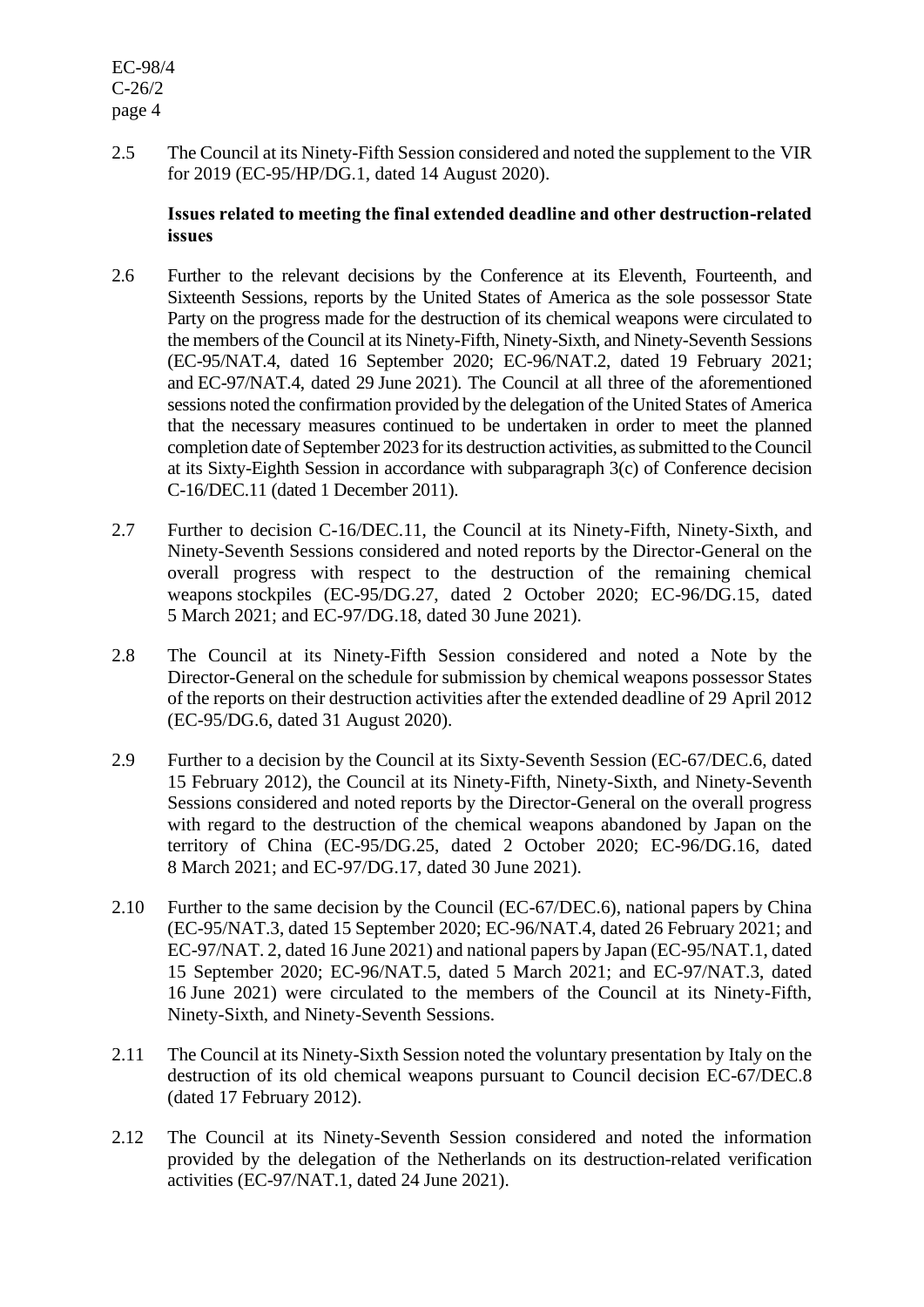2.5 The Council at its Ninety-Fifth Session considered and noted the supplement to the VIR for 2019 (EC-95/HP/DG.1, dated 14 August 2020).

**Issues related to meeting the final extended deadline and other destruction-related issues**

2.6 Further to the relevant decisions by the Conference at its Eleventh, Fourteenth, and Sixteenth Sessions, reports by the United States of America as the sole possessor State Party on the progress made for the destruction of its chemical weapons were circulated to the members of the Council at its Ninety-Fifth, Ninety-Sixth, and Ninety-Seventh Sessions (EC-95/NAT.4, dated 16 September 2020; EC-96/NAT.2, dated 19 February 2021; and EC-97/NAT.4, dated 29 June 2021). The Council at all three of the aforementioned sessions noted the confirmation provided by the delegation of the United States of America that the necessary measures continued to be undertaken in order to meet the planned completion date of September 2023 for its destruction activities, as submitted to the Council at its Sixty-Eighth Session in accordance with subparagraph 3(c) of Conference decision C-16/DEC.11 (dated 1 December 2011).

2.7 Further to decision C-16/DEC.11, the Council at its Ninety-Fifth, Ninety-Sixth, and Ninety-Seventh Sessions considered and noted reports by the Director-General on the overall progress with respect to the destruction of the remaining chemical weapons stockpiles (EC-95/DG.27, dated 2 October 2020; EC-96/DG.15, dated 5 March 2021; and EC-97/DG.18, dated 30 June 2021).

2.8 The Council at its Ninety-Fifth Session considered and noted a Note by the Director-General on the schedule for submission by chemical weapons possessor States of the reports on their destruction activities after the extended deadline of 29 April 2012 (EC-95/DG.6, dated 31 August 2020).

2.9 Further to a decision by the Council at its Sixty-Seventh Session (EC-67/DEC.6, dated 15 February 2012), the Council at its Ninety-Fifth, Ninety-Sixth, and Ninety-Seventh Sessions considered and noted reports by the Director-General on the overall progress with regard to the destruction of the chemical weapons abandoned by Japan on the territory of China (EC-95/DG.25, dated 2 October 2020; EC-96/DG.16, dated 8 March 2021; and EC-97/DG.17, dated 30 June 2021).

2.10 Further to the same decision by the Council (EC-67/DEC.6), national papers by China (EC-95/NAT.3, dated 15 September 2020; EC-96/NAT.4, dated 26 February 2021; and EC-97/NAT. 2, dated 16 June 2021) and national papers by Japan (EC-95/NAT.1, dated 15 September 2020; EC-96/NAT.5, dated 5 March 2021; and EC-97/NAT.3, dated 16 June 2021) were circulated to the members of the Council at its Ninety-Fifth, Ninety-Sixth, and Ninety-Seventh Sessions.

2.11 The Council at its Ninety-Sixth Session noted the voluntary presentation by Italy on the destruction of its old chemical weapons pursuant to Council decision EC-67/DEC.8 (dated 17 February 2012).

2.12 The Council at its Ninety-Seventh Session considered and noted the information provided by the delegation of the Netherlands on its destruction-related verification activities (EC-97/NAT.1, dated 24 June 2021).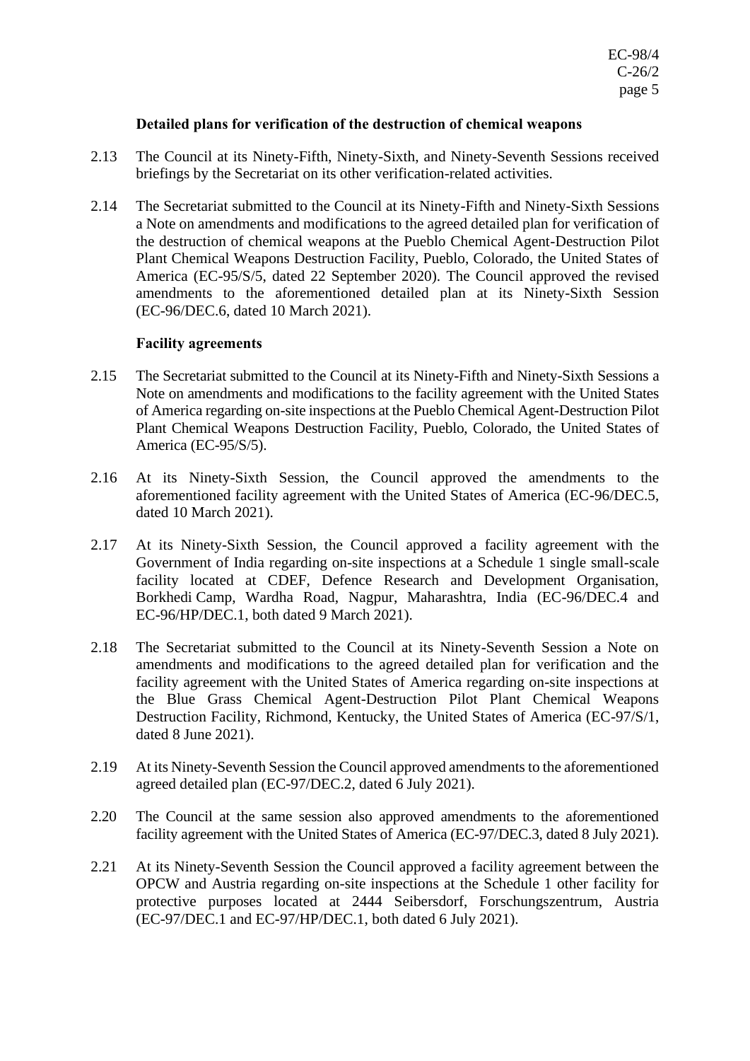**Detailed plans for verification of the destruction of chemical weapons**

2.13 The Council at its Ninety-Fifth, Ninety-Sixth, and Ninety-Seventh Sessions received briefings by the Secretariat on its other verification-related activities.

2.14 The Secretariat submitted to the Council at its Ninety-Fifth and Ninety-Sixth Sessions a Note on amendments and modifications to the agreed detailed plan for verification of the destruction of chemical weapons at the Pueblo Chemical Agent-Destruction Pilot Plant Chemical Weapons Destruction Facility, Pueblo, Colorado, the United States of America (EC-95/S/5, dated 22 September 2020). The Council approved the revised amendments to the aforementioned detailed plan at its Ninety-Sixth Session (EC-96/DEC.6, dated 10 March 2021).

**Facility agreements**

2.15 The Secretariat submitted to the Council at its Ninety-Fifth and Ninety-Sixth Sessions a Note on amendments and modifications to the facility agreement with the United States of America regarding on-site inspections at the Pueblo Chemical Agent-Destruction Pilot Plant Chemical Weapons Destruction Facility, Pueblo, Colorado, the United States of America (EC-95/S/5).

2.16 At its Ninety-Sixth Session, the Council approved the amendments to the aforementioned facility agreement with the United States of America (EC-96/DEC.5, dated 10 March 2021).

2.17 At its Ninety-Sixth Session, the Council approved a facility agreement with the Government of India regarding on-site inspections at a Schedule 1 single small-scale facility located at CDEF, Defence Research and Development Organisation, Borkhedi Camp, Wardha Road, Nagpur, Maharashtra, India (EC-96/DEC.4 and EC-96/HP/DEC.1, both dated 9 March 2021).

2.18 The Secretariat submitted to the Council at its Ninety-Seventh Session a Note on amendments and modifications to the agreed detailed plan for verification and the facility agreement with the United States of America regarding on-site inspections at the Blue Grass Chemical Agent-Destruction Pilot Plant Chemical Weapons Destruction Facility, Richmond, Kentucky, the United States of America (EC-97/S/1, dated 8 June 2021).

2.19 At its Ninety-Seventh Session the Council approved amendments to the aforementioned agreed detailed plan (EC-97/DEC.2, dated 6 July 2021).

2.20 The Council at the same session also approved amendments to the aforementioned facility agreement with the United States of America (EC-97/DEC.3, dated 8 July 2021).

2.21 At its Ninety-Seventh Session the Council approved a facility agreement between the OPCW and Austria regarding on-site inspections at the Schedule 1 other facility for protective purposes located at 2444 Seibersdorf, Forschungszentrum, Austria (EC-97/DEC.1 and EC-97/HP/DEC.1, both dated 6 July 2021).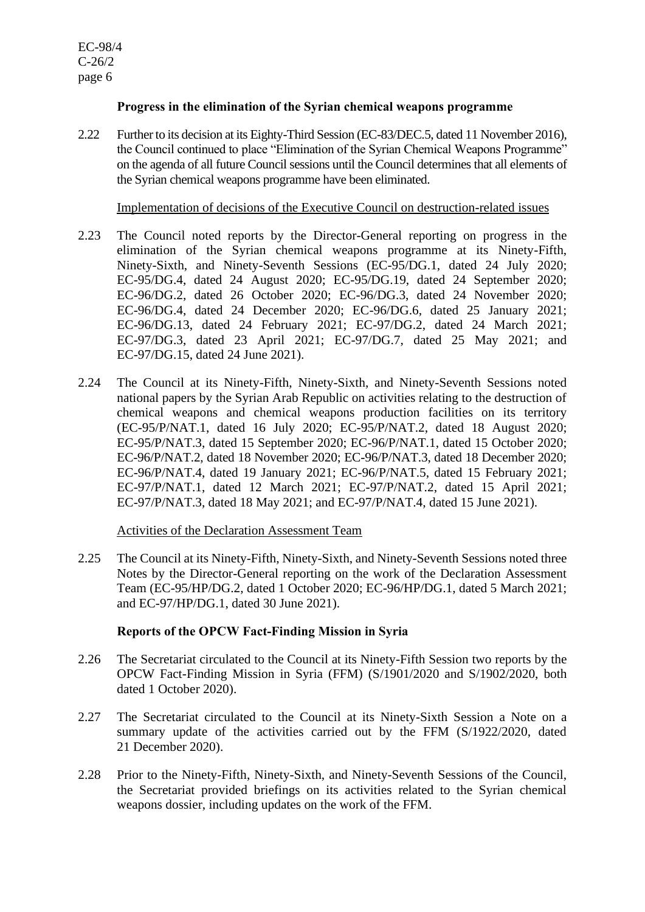### Progress in the elimination of the Syrian chemical weapons programme

2.22 Further to its decision at its Eighty-Third Session (EC-83/DEC.5, dated 11 November 2016), the Council continued to place "Elimination of the Syrian Chemical Weapons Programme" on the agenda of all future Council sessions until the Council determines that all elements of the Syrian chemical weapons programme have been eliminated.

Implementation of decisions of the Executive Council on destruction-related issues

2.23 The Council noted reports by the Director-General reporting on progress in the elimination of the Syrian chemical weapons programme at its Ninety-Fifth, Ninety-Sixth, and Ninety-Seventh Sessions (EC-95/DG.1, dated 24 July 2020; EC-95/DG.4, dated 24 August 2020; EC-95/DG.19, dated 24 September 2020; EC-96/DG.2, dated 26 October 2020; EC-96/DG.3, dated 24 November 2020; EC-96/DG.4, dated 24 December 2020; EC-96/DG.6, dated 25 January 2021; EC-96/DG.13, dated 24 February 2021; EC-97/DG.2, dated 24 March 2021; EC-97/DG.3, dated 23 April 2021; EC-97/DG.7, dated 25 May 2021; and EC-97/DG.15, dated 24 June 2021).

2.24 The Council at its Ninety-Fifth, Ninety-Sixth, and Ninety-Seventh Sessions noted national papers by the Syrian Arab Republic on activities relating to the destruction of chemical weapons and chemical weapons production facilities on its territory (EC-95/P/NAT.1, dated 16 July 2020; EC-95/P/NAT.2, dated 18 August 2020; EC-95/P/NAT.3, dated 15 September 2020; EC-96/P/NAT.1, dated 15 October 2020; EC-96/P/NAT.2, dated 18 November 2020; EC-96/P/NAT.3, dated 18 December 2020; EC-96/P/NAT.4, dated 19 January 2021; EC-96/P/NAT.5, dated 15 February 2021; EC-97/P/NAT.1, dated 12 March 2021; EC-97/P/NAT.2, dated 15 April 2021; EC-97/P/NAT.3, dated 18 May 2021; and EC-97/P/NAT.4, dated 15 June 2021).

Activities of the Declaration Assessment Team

2.25 The Council at its Ninety-Fifth, Ninety-Sixth, and Ninety-Seventh Sessions noted three Notes by the Director-General reporting on the work of the Declaration Assessment Team (EC-95/HP/DG.2, dated 1 October 2020; EC-96/HP/DG.1, dated 5 March 2021; and EC-97/HP/DG.1, dated 30 June 2021).

### Reports of the OPCW Fact-Finding Mission in Syria

2.26 The Secretariat circulated to the Council at its Ninety-Fifth Session two reports by the OPCW Fact-Finding Mission in Syria (FFM) (S/1901/2020 and S/1902/2020, both dated 1 October 2020).

2.27 The Secretariat circulated to the Council at its Ninety-Sixth Session a Note on a summary update of the activities carried out by the FFM (S/1922/2020, dated 21 December 2020).

2.28 Prior to the Ninety-Fifth, Ninety-Sixth, and Ninety-Seventh Sessions of the Council, the Secretariat provided briefings on its activities related to the Syrian chemical weapons dossier, including updates on the work of the FFM.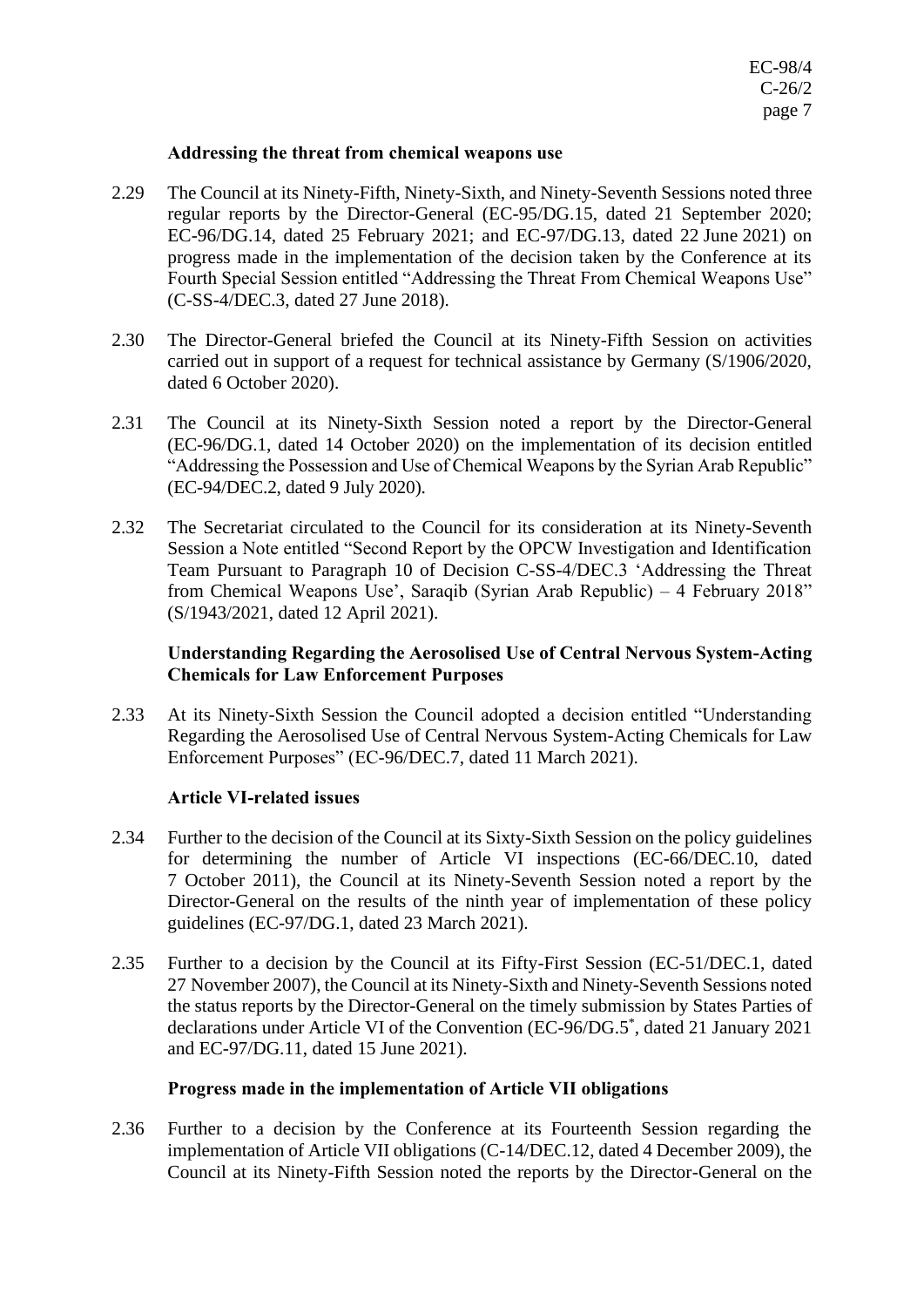**Addressing the threat from chemical weapons use**

2.29 The Council at its Ninety-Fifth, Ninety-Sixth, and Ninety-Seventh Sessions noted three regular reports by the Director-General (EC-95/DG.15, dated 21 September 2020; EC-96/DG.14, dated 25 February 2021; and EC-97/DG.13, dated 22 June 2021) on progress made in the implementation of the decision taken by the Conference at its Fourth Special Session entitled "Addressing the Threat From Chemical Weapons Use" (C-SS-4/DEC.3, dated 27 June 2018).

2.30 The Director-General briefed the Council at its Ninety-Fifth Session on activities carried out in support of a request for technical assistance by Germany (S/1906/2020, dated 6 October 2020).

2.31 The Council at its Ninety-Sixth Session noted a report by the Director-General (EC-96/DG.1, dated 14 October 2020) on the implementation of its decision entitled "Addressing the Possession and Use of Chemical Weapons by the Syrian Arab Republic" (EC-94/DEC.2, dated 9 July 2020).

2.32 The Secretariat circulated to the Council for its consideration at its Ninety-Seventh Session a Note entitled "Second Report by the OPCW Investigation and Identification Team Pursuant to Paragraph 10 of Decision C-SS-4/DEC.3 'Addressing the Threat from Chemical Weapons Use', Saraqib (Syrian Arab Republic) – 4 February 2018" (S/1943/2021, dated 12 April 2021).

**Understanding Regarding the Aerosolised Use of Central Nervous System-Acting Chemicals for Law Enforcement Purposes**

2.33 At its Ninety-Sixth Session the Council adopted a decision entitled "Understanding Regarding the Aerosolised Use of Central Nervous System-Acting Chemicals for Law Enforcement Purposes" (EC-96/DEC.7, dated 11 March 2021).

**Article VI-related issues**

2.34 Further to the decision of the Council at its Sixty-Sixth Session on the policy guidelines for determining the number of Article VI inspections (EC-66/DEC.10, dated 7 October 2011), the Council at its Ninety-Seventh Session noted a report by the Director-General on the results of the ninth year of implementation of these policy guidelines (EC-97/DG.1, dated 23 March 2021).

2.35 Further to a decision by the Council at its Fifty-First Session (EC-51/DEC.1, dated 27 November 2007), the Council at its Ninety-Sixth and Ninety-Seventh Sessions noted the status reports by the Director-General on the timely submission by States Parties of declarations under Article VI of the Convention (EC-96/DG.5*, dated 21 January 2021 and EC-97/DG.11, dated 15 June 2021).

**Progress made in the implementation of Article VII obligations**

2.36 Further to a decision by the Conference at its Fourteenth Session regarding the implementation of Article VII obligations (C-14/DEC.12, dated 4 December 2009), the Council at its Ninety-Fifth Session noted the reports by the Director-General on the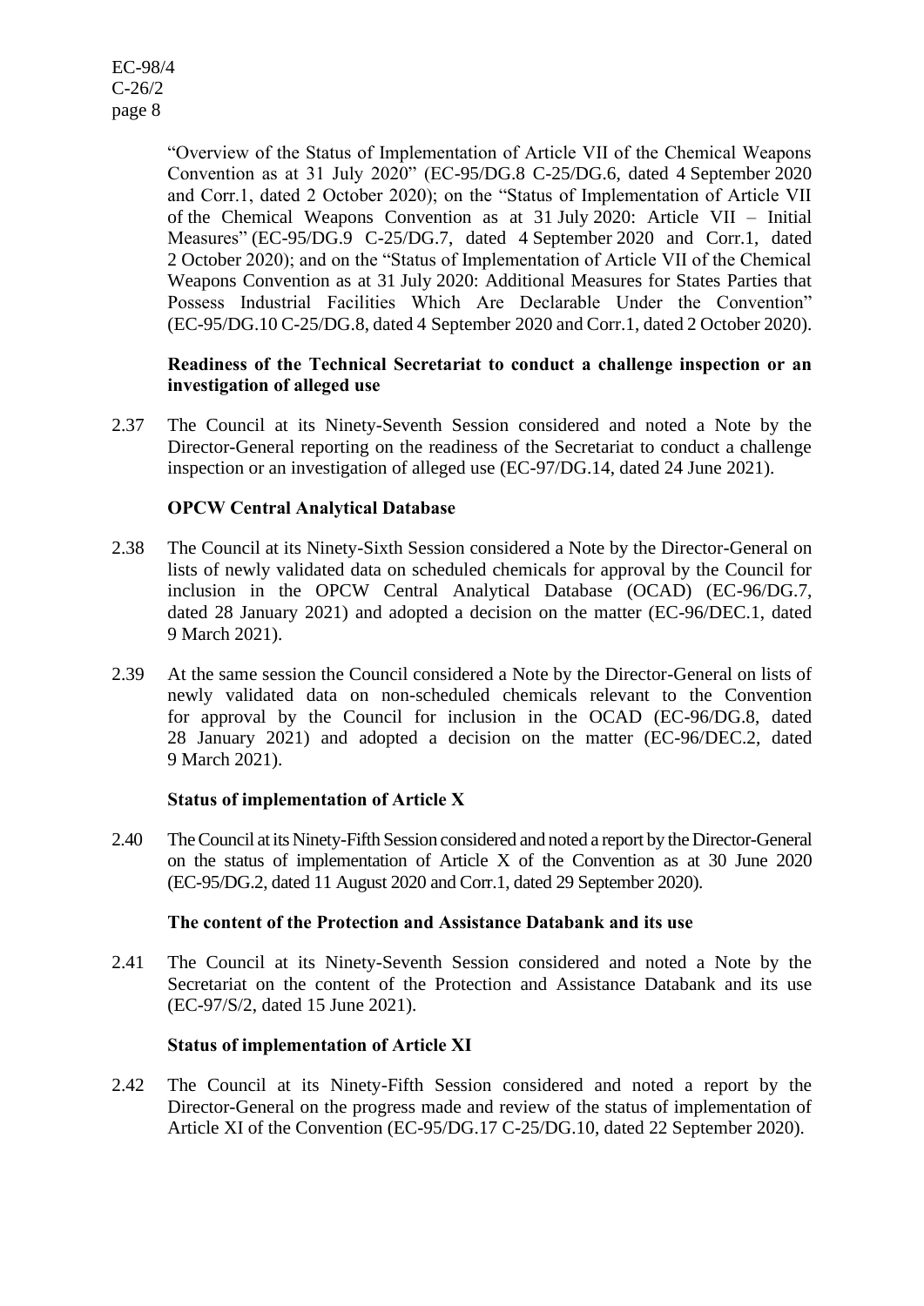"Overview of the Status of Implementation of Article VII of the Chemical Weapons Convention as at 31 July 2020" (EC-95/DG.8 C-25/DG.6, dated 4 September 2020 and Corr.1, dated 2 October 2020); on the "Status of Implementation of Article VII of the Chemical Weapons Convention as at 31 July 2020: Article VII – Initial Measures" (EC-95/DG.9 C-25/DG.7, dated 4 September 2020 and Corr.1, dated 2 October 2020); and on the "Status of Implementation of Article VII of the Chemical Weapons Convention as at 31 July 2020: Additional Measures for States Parties that Possess Industrial Facilities Which Are Declarable Under the Convention" (EC-95/DG.10 C-25/DG.8, dated 4 September 2020 and Corr.1, dated 2 October 2020).

**Readiness of the Technical Secretariat to conduct a challenge inspection or an investigation of alleged use**

2.37 The Council at its Ninety-Seventh Session considered and noted a Note by the Director-General reporting on the readiness of the Secretariat to conduct a challenge inspection or an investigation of alleged use (EC-97/DG.14, dated 24 June 2021).

**OPCW Central Analytical Database**

2.38 The Council at its Ninety-Sixth Session considered a Note by the Director-General on lists of newly validated data on scheduled chemicals for approval by the Council for inclusion in the OPCW Central Analytical Database (OCAD) (EC-96/DG.7, dated 28 January 2021) and adopted a decision on the matter (EC-96/DEC.1, dated 9 March 2021).

2.39 At the same session the Council considered a Note by the Director-General on lists of newly validated data on non-scheduled chemicals relevant to the Convention for approval by the Council for inclusion in the OCAD (EC-96/DG.8, dated 28 January 2021) and adopted a decision on the matter (EC-96/DEC.2, dated 9 March 2021).

**Status of implementation of Article X**

2.40 The Council at its Ninety-Fifth Session considered and noted a report by the Director-General on the status of implementation of Article X of the Convention as at 30 June 2020 (EC-95/DG.2, dated 11 August 2020 and Corr.1, dated 29 September 2020).

**The content of the Protection and Assistance Databank and its use**

2.41 The Council at its Ninety-Seventh Session considered and noted a Note by the Secretariat on the content of the Protection and Assistance Databank and its use (EC-97/S/2, dated 15 June 2021).

**Status of implementation of Article XI**

2.42 The Council at its Ninety-Fifth Session considered and noted a report by the Director-General on the progress made and review of the status of implementation of Article XI of the Convention (EC-95/DG.17 C-25/DG.10, dated 22 September 2020).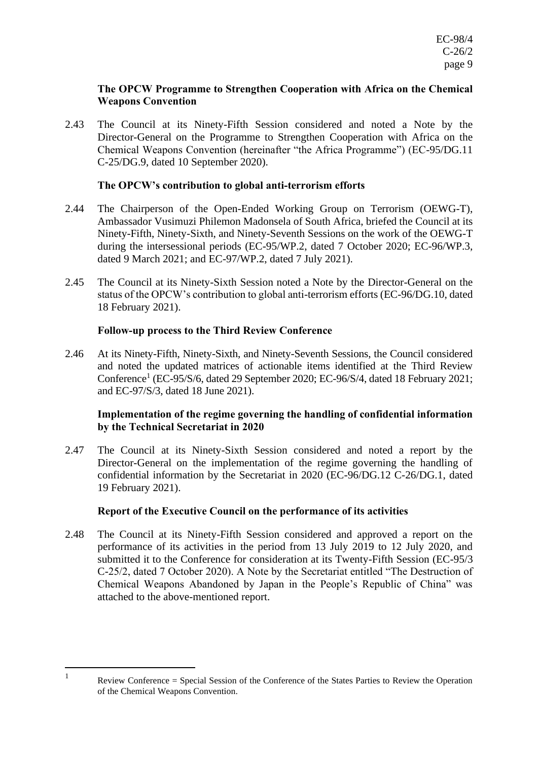**The OPCW Programme to Strengthen Cooperation with Africa on the Chemical Weapons Convention**

2.43 The Council at its Ninety-Fifth Session considered and noted a Note by the Director-General on the Programme to Strengthen Cooperation with Africa on the Chemical Weapons Convention (hereinafter "the Africa Programme") (EC-95/DG.11 C-25/DG.9, dated 10 September 2020).

**The OPCW's contribution to global anti-terrorism efforts**

2.44 The Chairperson of the Open-Ended Working Group on Terrorism (OEWG-T), Ambassador Vusimuzi Philemon Madonsela of South Africa, briefed the Council at its Ninety-Fifth, Ninety-Sixth, and Ninety-Seventh Sessions on the work of the OEWG-T during the intersessional periods (EC-95/WP.2, dated 7 October 2020; EC-96/WP.3, dated 9 March 2021; and EC-97/WP.2, dated 7 July 2021).

2.45 The Council at its Ninety-Sixth Session noted a Note by the Director-General on the status of the OPCW's contribution to global anti-terrorism efforts (EC-96/DG.10, dated 18 February 2021).

**Follow-up process to the Third Review Conference**

2.46 At its Ninety-Fifth, Ninety-Sixth, and Ninety-Seventh Sessions, the Council considered and noted the updated matrices of actionable items identified at the Third Review Conference[1] (EC-95/S/6, dated 29 September 2020; EC-96/S/4, dated 18 February 2021; and EC-97/S/3, dated 18 June 2021).

**Implementation of the regime governing the handling of confidential information by the Technical Secretariat in 2020**

2.47 The Council at its Ninety-Sixth Session considered and noted a report by the Director-General on the implementation of the regime governing the handling of confidential information by the Secretariat in 2020 (EC-96/DG.12 C-26/DG.1, dated 19 February 2021).

**Report of the Executive Council on the performance of its activities**

2.48 The Council at its Ninety-Fifth Session considered and approved a report on the performance of its activities in the period from 13 July 2019 to 12 July 2020, and submitted it to the Conference for consideration at its Twenty-Fifth Session (EC-95/3 C-25/2, dated 7 October 2020). A Note by the Secretariat entitled "The Destruction of Chemical Weapons Abandoned by Japan in the People's Republic of China" was attached to the above-mentioned report.

---

[1] Review Conference = Special Session of the Conference of the States Parties to Review the Operation of the Chemical Weapons Convention.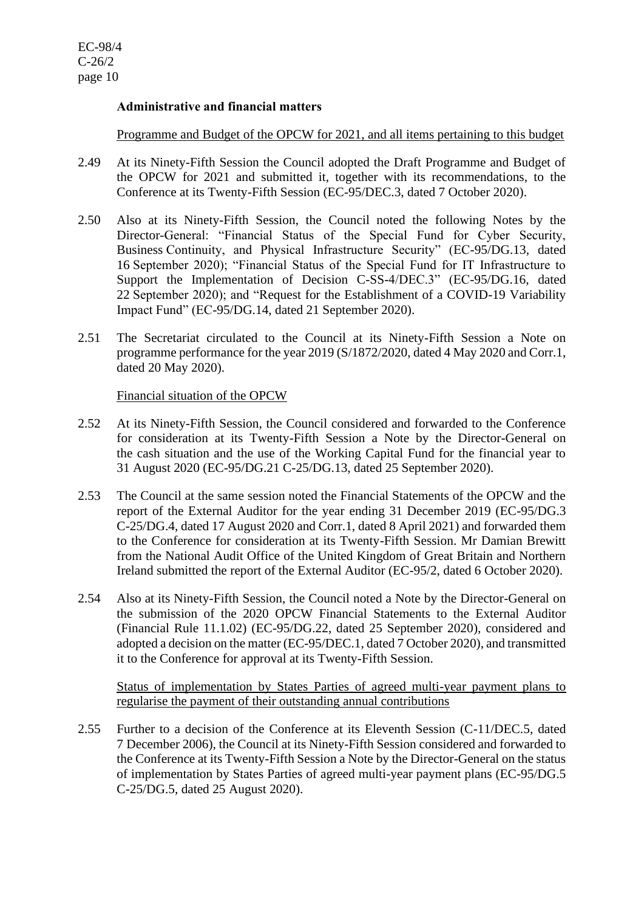### Administrative and financial matters

Programme and Budget of the OPCW for 2021, and all items pertaining to this budget

2.49 At its Ninety-Fifth Session the Council adopted the Draft Programme and Budget of the OPCW for 2021 and submitted it, together with its recommendations, to the Conference at its Twenty-Fifth Session (EC-95/DEC.3, dated 7 October 2020).

2.50 Also at its Ninety-Fifth Session, the Council noted the following Notes by the Director-General: "Financial Status of the Special Fund for Cyber Security, Business Continuity, and Physical Infrastructure Security" (EC-95/DG.13, dated 16 September 2020); "Financial Status of the Special Fund for IT Infrastructure to Support the Implementation of Decision C-SS-4/DEC.3" (EC-95/DG.16, dated 22 September 2020); and "Request for the Establishment of a COVID-19 Variability Impact Fund" (EC-95/DG.14, dated 21 September 2020).

2.51 The Secretariat circulated to the Council at its Ninety-Fifth Session a Note on programme performance for the year 2019 (S/1872/2020, dated 4 May 2020 and Corr.1, dated 20 May 2020).

Financial situation of the OPCW

2.52 At its Ninety-Fifth Session, the Council considered and forwarded to the Conference for consideration at its Twenty-Fifth Session a Note by the Director-General on the cash situation and the use of the Working Capital Fund for the financial year to 31 August 2020 (EC-95/DG.21 C-25/DG.13, dated 25 September 2020).

2.53 The Council at the same session noted the Financial Statements of the OPCW and the report of the External Auditor for the year ending 31 December 2019 (EC-95/DG.3 C-25/DG.4, dated 17 August 2020 and Corr.1, dated 8 April 2021) and forwarded them to the Conference for consideration at its Twenty-Fifth Session. Mr Damian Brewitt from the National Audit Office of the United Kingdom of Great Britain and Northern Ireland submitted the report of the External Auditor (EC-95/2, dated 6 October 2020).

2.54 Also at its Ninety-Fifth Session, the Council noted a Note by the Director-General on the submission of the 2020 OPCW Financial Statements to the External Auditor (Financial Rule 11.1.02) (EC-95/DG.22, dated 25 September 2020), considered and adopted a decision on the matter (EC-95/DEC.1, dated 7 October 2020), and transmitted it to the Conference for approval at its Twenty-Fifth Session.

Status of implementation by States Parties of agreed multi-year payment plans to regularise the payment of their outstanding annual contributions

2.55 Further to a decision of the Conference at its Eleventh Session (C-11/DEC.5, dated 7 December 2006), the Council at its Ninety-Fifth Session considered and forwarded to the Conference at its Twenty-Fifth Session a Note by the Director-General on the status of implementation by States Parties of agreed multi-year payment plans (EC-95/DG.5 C-25/DG.5, dated 25 August 2020).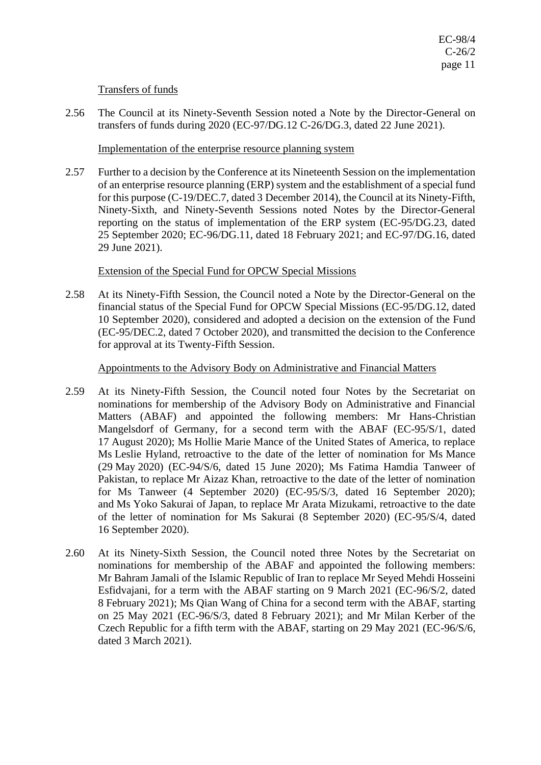Transfers of funds

2.56 The Council at its Ninety-Seventh Session noted a Note by the Director-General on transfers of funds during 2020 (EC-97/DG.12 C-26/DG.3, dated 22 June 2021).

Implementation of the enterprise resource planning system

2.57 Further to a decision by the Conference at its Nineteenth Session on the implementation of an enterprise resource planning (ERP) system and the establishment of a special fund for this purpose (C-19/DEC.7, dated 3 December 2014), the Council at its Ninety-Fifth, Ninety-Sixth, and Ninety-Seventh Sessions noted Notes by the Director-General reporting on the status of implementation of the ERP system (EC-95/DG.23, dated 25 September 2020; EC-96/DG.11, dated 18 February 2021; and EC-97/DG.16, dated 29 June 2021).

Extension of the Special Fund for OPCW Special Missions

2.58 At its Ninety-Fifth Session, the Council noted a Note by the Director-General on the financial status of the Special Fund for OPCW Special Missions (EC-95/DG.12, dated 10 September 2020), considered and adopted a decision on the extension of the Fund (EC-95/DEC.2, dated 7 October 2020), and transmitted the decision to the Conference for approval at its Twenty-Fifth Session.

Appointments to the Advisory Body on Administrative and Financial Matters

2.59 At its Ninety-Fifth Session, the Council noted four Notes by the Secretariat on nominations for membership of the Advisory Body on Administrative and Financial Matters (ABAF) and appointed the following members: Mr Hans-Christian Mangelsdorf of Germany, for a second term with the ABAF (EC-95/S/1, dated 17 August 2020); Ms Hollie Marie Mance of the United States of America, to replace Ms Leslie Hyland, retroactive to the date of the letter of nomination for Ms Mance (29 May 2020) (EC-94/S/6, dated 15 June 2020); Ms Fatima Hamdia Tanweer of Pakistan, to replace Mr Aizaz Khan, retroactive to the date of the letter of nomination for Ms Tanweer (4 September 2020) (EC-95/S/3, dated 16 September 2020); and Ms Yoko Sakurai of Japan, to replace Mr Arata Mizukami, retroactive to the date of the letter of nomination for Ms Sakurai (8 September 2020) (EC-95/S/4, dated 16 September 2020).

2.60 At its Ninety-Sixth Session, the Council noted three Notes by the Secretariat on nominations for membership of the ABAF and appointed the following members: Mr Bahram Jamali of the Islamic Republic of Iran to replace Mr Seyed Mehdi Hosseini Esfidvajani, for a term with the ABAF starting on 9 March 2021 (EC-96/S/2, dated 8 February 2021); Ms Qian Wang of China for a second term with the ABAF, starting on 25 May 2021 (EC-96/S/3, dated 8 February 2021); and Mr Milan Kerber of the Czech Republic for a fifth term with the ABAF, starting on 29 May 2021 (EC-96/S/6, dated 3 March 2021).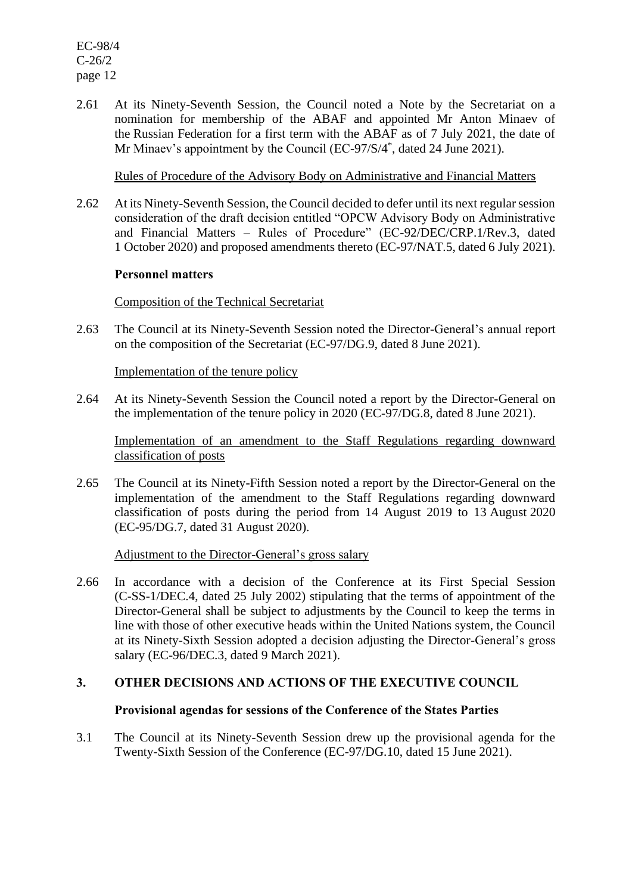2.61 At its Ninety-Seventh Session, the Council noted a Note by the Secretariat on a nomination for membership of the ABAF and appointed Mr Anton Minaev of the Russian Federation for a first term with the ABAF as of 7 July 2021, the date of Mr Minaev's appointment by the Council (EC-97/S/4*, dated 24 June 2021).

Rules of Procedure of the Advisory Body on Administrative and Financial Matters

2.62 At its Ninety-Seventh Session, the Council decided to defer until its next regular session consideration of the draft decision entitled "OPCW Advisory Body on Administrative and Financial Matters – Rules of Procedure" (EC-92/DEC/CRP.1/Rev.3, dated 1 October 2020) and proposed amendments thereto (EC-97/NAT.5, dated 6 July 2021).

**Personnel matters**

Composition of the Technical Secretariat

2.63 The Council at its Ninety-Seventh Session noted the Director-General's annual report on the composition of the Secretariat (EC-97/DG.9, dated 8 June 2021).

Implementation of the tenure policy

2.64 At its Ninety-Seventh Session the Council noted a report by the Director-General on the implementation of the tenure policy in 2020 (EC-97/DG.8, dated 8 June 2021).

Implementation of an amendment to the Staff Regulations regarding downward classification of posts

2.65 The Council at its Ninety-Fifth Session noted a report by the Director-General on the implementation of the amendment to the Staff Regulations regarding downward classification of posts during the period from 14 August 2019 to 13 August 2020 (EC-95/DG.7, dated 31 August 2020).

Adjustment to the Director-General's gross salary

2.66 In accordance with a decision of the Conference at its First Special Session (C-SS-1/DEC.4, dated 25 July 2002) stipulating that the terms of appointment of the Director-General shall be subject to adjustments by the Council to keep the terms in line with those of other executive heads within the United Nations system, the Council at its Ninety-Sixth Session adopted a decision adjusting the Director-General's gross salary (EC-96/DEC.3, dated 9 March 2021).

## 3. OTHER DECISIONS AND ACTIONS OF THE EXECUTIVE COUNCIL

**Provisional agendas for sessions of the Conference of the States Parties**

3.1 The Council at its Ninety-Seventh Session drew up the provisional agenda for the Twenty-Sixth Session of the Conference (EC-97/DG.10, dated 15 June 2021).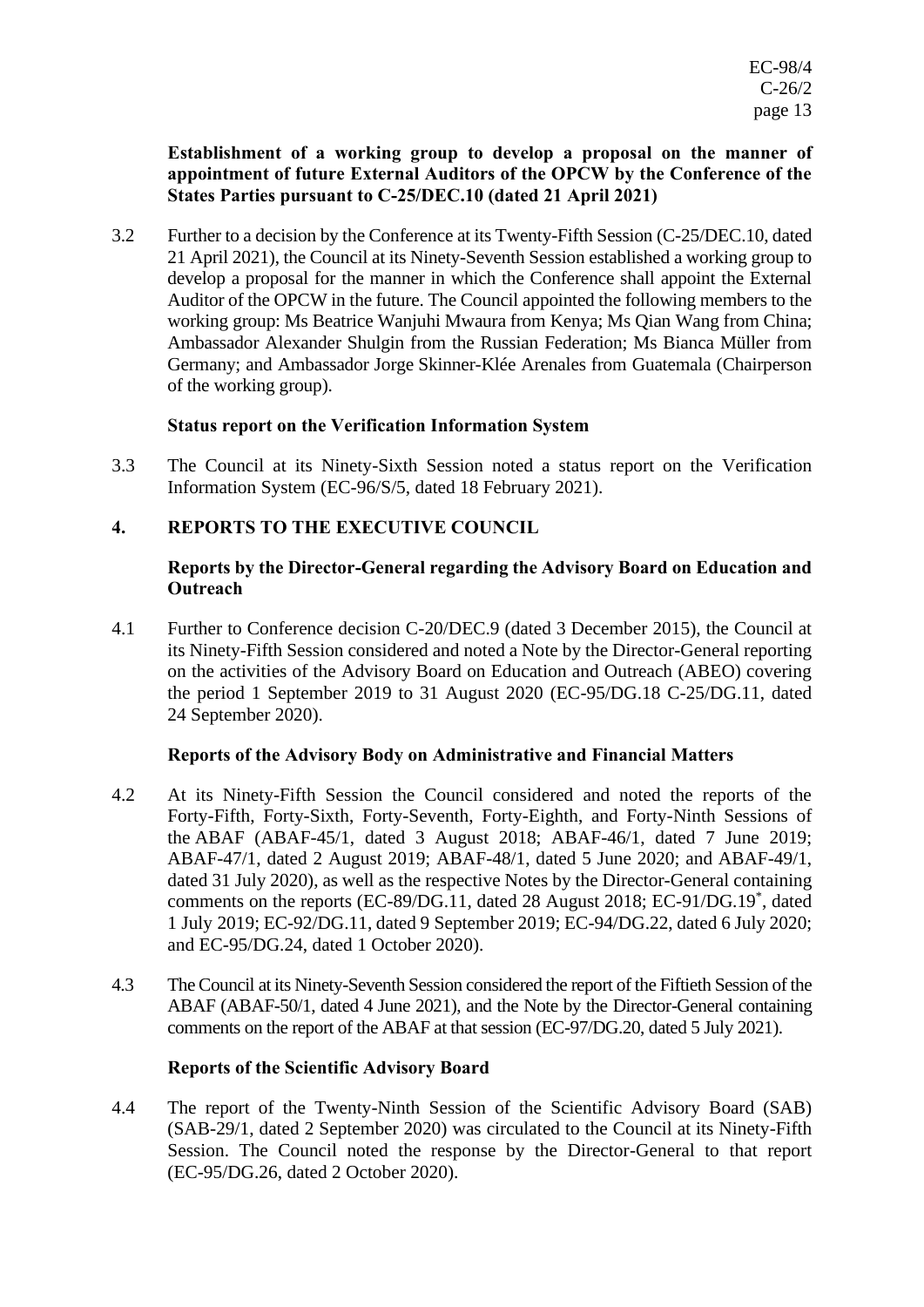**Establishment of a working group to develop a proposal on the manner of appointment of future External Auditors of the OPCW by the Conference of the States Parties pursuant to C-25/DEC.10 (dated 21 April 2021)**

3.2 Further to a decision by the Conference at its Twenty-Fifth Session (C-25/DEC.10, dated 21 April 2021), the Council at its Ninety-Seventh Session established a working group to develop a proposal for the manner in which the Conference shall appoint the External Auditor of the OPCW in the future. The Council appointed the following members to the working group: Ms Beatrice Wanjuhi Mwaura from Kenya; Ms Qian Wang from China; Ambassador Alexander Shulgin from the Russian Federation; Ms Bianca Müller from Germany; and Ambassador Jorge Skinner-Klée Arenales from Guatemala (Chairperson of the working group).

**Status report on the Verification Information System**

3.3 The Council at its Ninety-Sixth Session noted a status report on the Verification Information System (EC-96/S/5, dated 18 February 2021).

## 4. REPORTS TO THE EXECUTIVE COUNCIL

**Reports by the Director-General regarding the Advisory Board on Education and Outreach**

4.1 Further to Conference decision C-20/DEC.9 (dated 3 December 2015), the Council at its Ninety-Fifth Session considered and noted a Note by the Director-General reporting on the activities of the Advisory Board on Education and Outreach (ABEO) covering the period 1 September 2019 to 31 August 2020 (EC-95/DG.18 C-25/DG.11, dated 24 September 2020).

**Reports of the Advisory Body on Administrative and Financial Matters**

4.2 At its Ninety-Fifth Session the Council considered and noted the reports of the Forty-Fifth, Forty-Sixth, Forty-Seventh, Forty-Eighth, and Forty-Ninth Sessions of the ABAF (ABAF-45/1, dated 3 August 2018; ABAF-46/1, dated 7 June 2019; ABAF-47/1, dated 2 August 2019; ABAF-48/1, dated 5 June 2020; and ABAF-49/1, dated 31 July 2020), as well as the respective Notes by the Director-General containing comments on the reports (EC-89/DG.11, dated 28 August 2018; EC-91/DG.19*, dated 1 July 2019; EC-92/DG.11, dated 9 September 2019; EC-94/DG.22, dated 6 July 2020; and EC-95/DG.24, dated 1 October 2020).

4.3 The Council at its Ninety-Seventh Session considered the report of the Fiftieth Session of the ABAF (ABAF-50/1, dated 4 June 2021), and the Note by the Director-General containing comments on the report of the ABAF at that session (EC-97/DG.20, dated 5 July 2021).

**Reports of the Scientific Advisory Board**

4.4 The report of the Twenty-Ninth Session of the Scientific Advisory Board (SAB) (SAB-29/1, dated 2 September 2020) was circulated to the Council at its Ninety-Fifth Session. The Council noted the response by the Director-General to that report (EC-95/DG.26, dated 2 October 2020).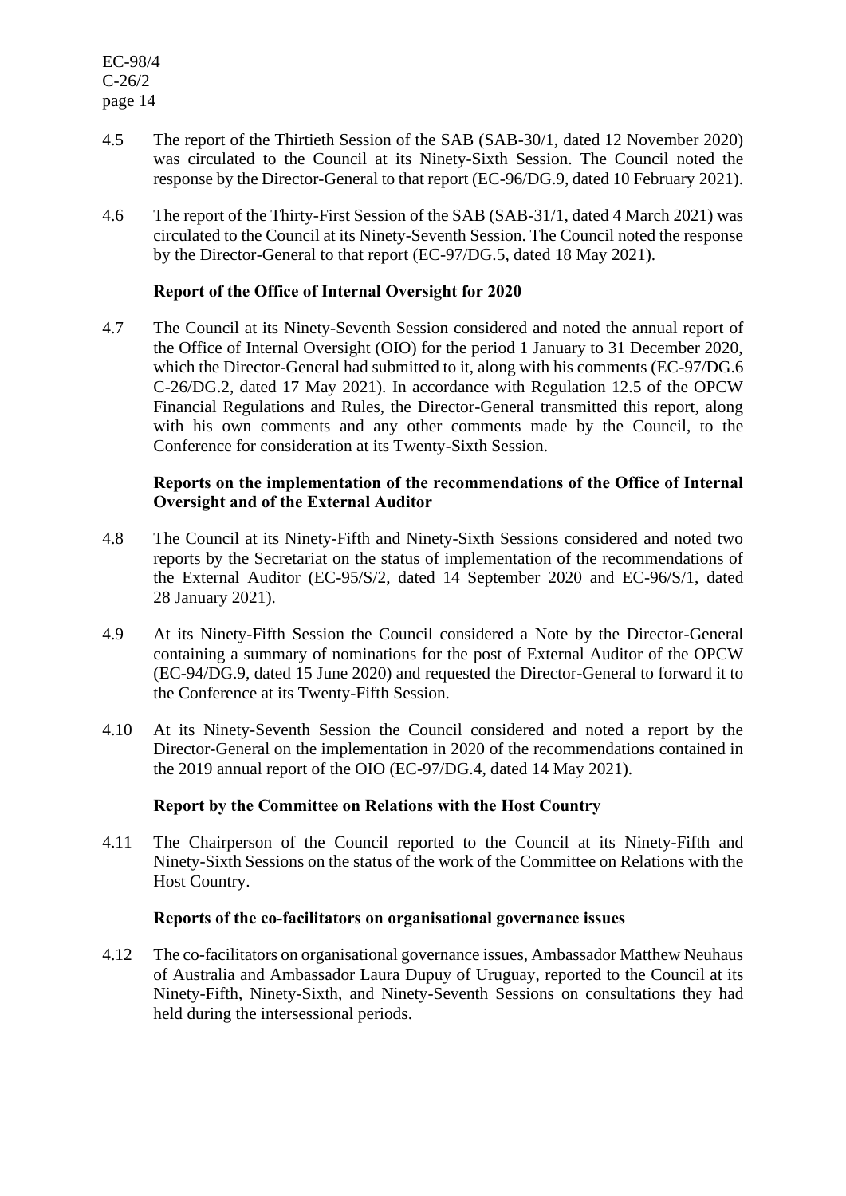4.5 The report of the Thirtieth Session of the SAB (SAB-30/1, dated 12 November 2020) was circulated to the Council at its Ninety-Sixth Session. The Council noted the response by the Director-General to that report (EC-96/DG.9, dated 10 February 2021).

4.6 The report of the Thirty-First Session of the SAB (SAB-31/1, dated 4 March 2021) was circulated to the Council at its Ninety-Seventh Session. The Council noted the response by the Director-General to that report (EC-97/DG.5, dated 18 May 2021).

**Report of the Office of Internal Oversight for 2020**

4.7 The Council at its Ninety-Seventh Session considered and noted the annual report of the Office of Internal Oversight (OIO) for the period 1 January to 31 December 2020, which the Director-General had submitted to it, along with his comments (EC-97/DG.6 C-26/DG.2, dated 17 May 2021). In accordance with Regulation 12.5 of the OPCW Financial Regulations and Rules, the Director-General transmitted this report, along with his own comments and any other comments made by the Council, to the Conference for consideration at its Twenty-Sixth Session.

**Reports on the implementation of the recommendations of the Office of Internal Oversight and of the External Auditor**

4.8 The Council at its Ninety-Fifth and Ninety-Sixth Sessions considered and noted two reports by the Secretariat on the status of implementation of the recommendations of the External Auditor (EC-95/S/2, dated 14 September 2020 and EC-96/S/1, dated 28 January 2021).

4.9 At its Ninety-Fifth Session the Council considered a Note by the Director-General containing a summary of nominations for the post of External Auditor of the OPCW (EC-94/DG.9, dated 15 June 2020) and requested the Director-General to forward it to the Conference at its Twenty-Fifth Session.

4.10 At its Ninety-Seventh Session the Council considered and noted a report by the Director-General on the implementation in 2020 of the recommendations contained in the 2019 annual report of the OIO (EC-97/DG.4, dated 14 May 2021).

**Report by the Committee on Relations with the Host Country**

4.11 The Chairperson of the Council reported to the Council at its Ninety-Fifth and Ninety-Sixth Sessions on the status of the work of the Committee on Relations with the Host Country.

**Reports of the co-facilitators on organisational governance issues**

4.12 The co-facilitators on organisational governance issues, Ambassador Matthew Neuhaus of Australia and Ambassador Laura Dupuy of Uruguay, reported to the Council at its Ninety-Fifth, Ninety-Sixth, and Ninety-Seventh Sessions on consultations they had held during the intersessional periods.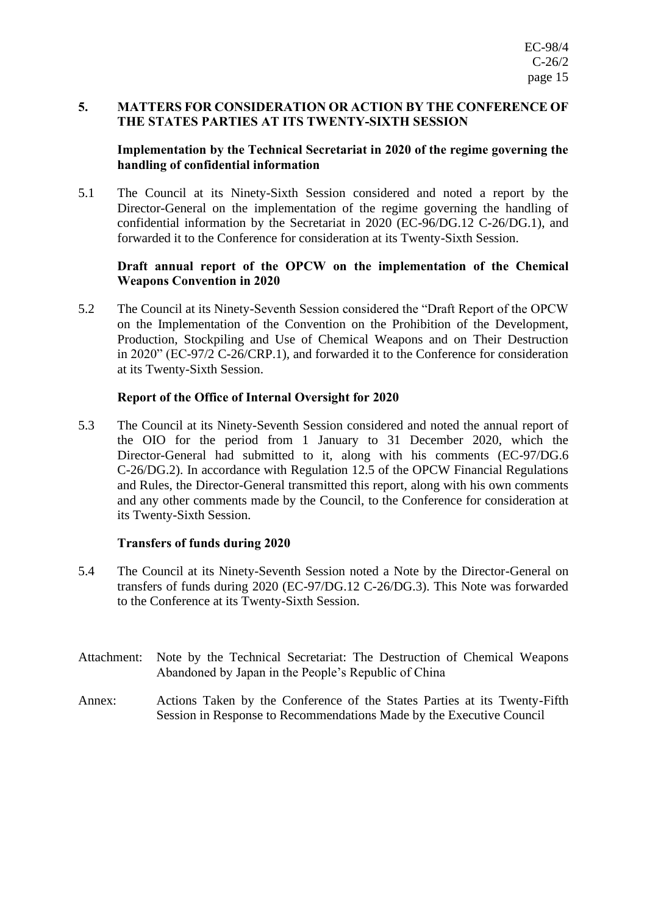## 5. MATTERS FOR CONSIDERATION OR ACTION BY THE CONFERENCE OF THE STATES PARTIES AT ITS TWENTY-SIXTH SESSION

### Implementation by the Technical Secretariat in 2020 of the regime governing the handling of confidential information

5.1 The Council at its Ninety-Sixth Session considered and noted a report by the Director-General on the implementation of the regime governing the handling of confidential information by the Secretariat in 2020 (EC-96/DG.12 C-26/DG.1), and forwarded it to the Conference for consideration at its Twenty-Sixth Session.

### Draft annual report of the OPCW on the implementation of the Chemical Weapons Convention in 2020

5.2 The Council at its Ninety-Seventh Session considered the "Draft Report of the OPCW on the Implementation of the Convention on the Prohibition of the Development, Production, Stockpiling and Use of Chemical Weapons and on Their Destruction in 2020" (EC-97/2 C-26/CRP.1), and forwarded it to the Conference for consideration at its Twenty-Sixth Session.

### Report of the Office of Internal Oversight for 2020

5.3 The Council at its Ninety-Seventh Session considered and noted the annual report of the OIO for the period from 1 January to 31 December 2020, which the Director-General had submitted to it, along with his comments (EC-97/DG.6 C-26/DG.2). In accordance with Regulation 12.5 of the OPCW Financial Regulations and Rules, the Director-General transmitted this report, along with his own comments and any other comments made by the Council, to the Conference for consideration at its Twenty-Sixth Session.

### Transfers of funds during 2020

5.4 The Council at its Ninety-Seventh Session noted a Note by the Director-General on transfers of funds during 2020 (EC-97/DG.12 C-26/DG.3). This Note was forwarded to the Conference at its Twenty-Sixth Session.

Attachment: Note by the Technical Secretariat: The Destruction of Chemical Weapons Abandoned by Japan in the People's Republic of China

Annex: Actions Taken by the Conference of the States Parties at its Twenty-Fifth Session in Response to Recommendations Made by the Executive Council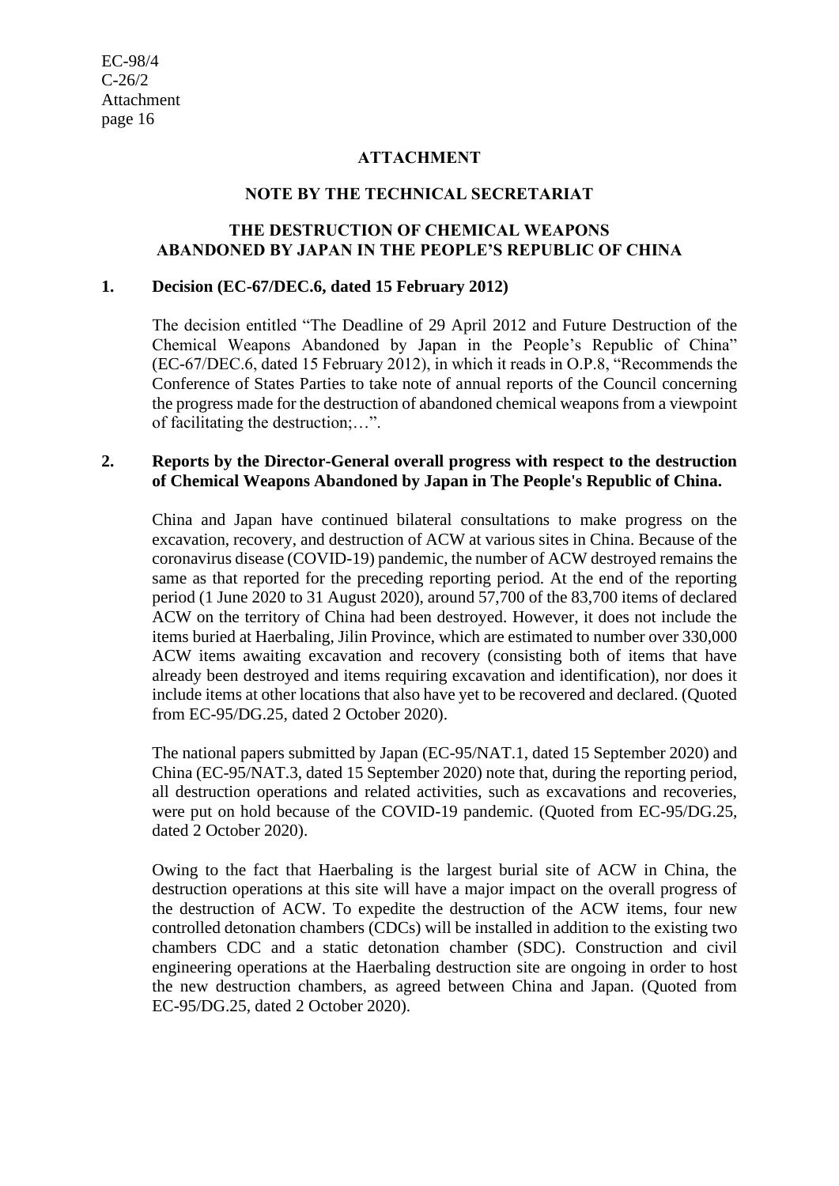## ATTACHMENT

## NOTE BY THE TECHNICAL SECRETARIAT

## THE DESTRUCTION OF CHEMICAL WEAPONS ABANDONED BY JAPAN IN THE PEOPLE'S REPUBLIC OF CHINA

### 1. Decision (EC-67/DEC.6, dated 15 February 2012)

The decision entitled "The Deadline of 29 April 2012 and Future Destruction of the Chemical Weapons Abandoned by Japan in the People's Republic of China" (EC-67/DEC.6, dated 15 February 2012), in which it reads in O.P.8, "Recommends the Conference of States Parties to take note of annual reports of the Council concerning the progress made for the destruction of abandoned chemical weapons from a viewpoint of facilitating the destruction;…".

### 2. Reports by the Director-General overall progress with respect to the destruction of Chemical Weapons Abandoned by Japan in The People's Republic of China.

China and Japan have continued bilateral consultations to make progress on the excavation, recovery, and destruction of ACW at various sites in China. Because of the coronavirus disease (COVID-19) pandemic, the number of ACW destroyed remains the same as that reported for the preceding reporting period. At the end of the reporting period (1 June 2020 to 31 August 2020), around 57,700 of the 83,700 items of declared ACW on the territory of China had been destroyed. However, it does not include the items buried at Haerbaling, Jilin Province, which are estimated to number over 330,000 ACW items awaiting excavation and recovery (consisting both of items that have already been destroyed and items requiring excavation and identification), nor does it include items at other locations that also have yet to be recovered and declared. (Quoted from EC-95/DG.25, dated 2 October 2020).

The national papers submitted by Japan (EC-95/NAT.1, dated 15 September 2020) and China (EC-95/NAT.3, dated 15 September 2020) note that, during the reporting period, all destruction operations and related activities, such as excavations and recoveries, were put on hold because of the COVID-19 pandemic. (Quoted from EC-95/DG.25, dated 2 October 2020).

Owing to the fact that Haerbaling is the largest burial site of ACW in China, the destruction operations at this site will have a major impact on the overall progress of the destruction of ACW. To expedite the destruction of the ACW items, four new controlled detonation chambers (CDCs) will be installed in addition to the existing two chambers CDC and a static detonation chamber (SDC). Construction and civil engineering operations at the Haerbaling destruction site are ongoing in order to host the new destruction chambers, as agreed between China and Japan. (Quoted from EC-95/DG.25, dated 2 October 2020).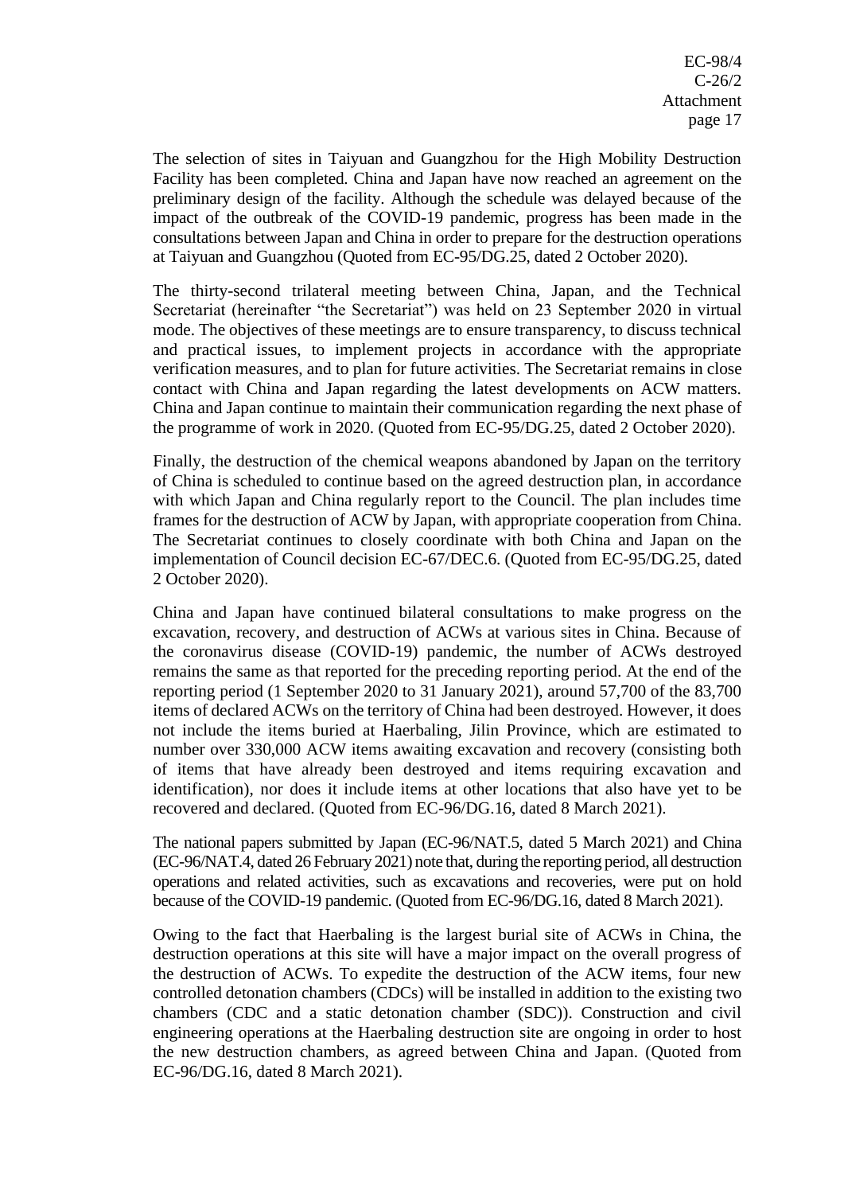The selection of sites in Taiyuan and Guangzhou for the High Mobility Destruction Facility has been completed. China and Japan have now reached an agreement on the preliminary design of the facility. Although the schedule was delayed because of the impact of the outbreak of the COVID-19 pandemic, progress has been made in the consultations between Japan and China in order to prepare for the destruction operations at Taiyuan and Guangzhou (Quoted from EC-95/DG.25, dated 2 October 2020).

The thirty-second trilateral meeting between China, Japan, and the Technical Secretariat (hereinafter "the Secretariat") was held on 23 September 2020 in virtual mode. The objectives of these meetings are to ensure transparency, to discuss technical and practical issues, to implement projects in accordance with the appropriate verification measures, and to plan for future activities. The Secretariat remains in close contact with China and Japan regarding the latest developments on ACW matters. China and Japan continue to maintain their communication regarding the next phase of the programme of work in 2020. (Quoted from EC-95/DG.25, dated 2 October 2020).

Finally, the destruction of the chemical weapons abandoned by Japan on the territory of China is scheduled to continue based on the agreed destruction plan, in accordance with which Japan and China regularly report to the Council. The plan includes time frames for the destruction of ACW by Japan, with appropriate cooperation from China. The Secretariat continues to closely coordinate with both China and Japan on the implementation of Council decision EC-67/DEC.6. (Quoted from EC-95/DG.25, dated 2 October 2020).

China and Japan have continued bilateral consultations to make progress on the excavation, recovery, and destruction of ACWs at various sites in China. Because of the coronavirus disease (COVID-19) pandemic, the number of ACWs destroyed remains the same as that reported for the preceding reporting period. At the end of the reporting period (1 September 2020 to 31 January 2021), around 57,700 of the 83,700 items of declared ACWs on the territory of China had been destroyed. However, it does not include the items buried at Haerbaling, Jilin Province, which are estimated to number over 330,000 ACW items awaiting excavation and recovery (consisting both of items that have already been destroyed and items requiring excavation and identification), nor does it include items at other locations that also have yet to be recovered and declared. (Quoted from EC-96/DG.16, dated 8 March 2021).

The national papers submitted by Japan (EC-96/NAT.5, dated 5 March 2021) and China (EC-96/NAT.4, dated 26 February 2021) note that, during the reporting period, all destruction operations and related activities, such as excavations and recoveries, were put on hold because of the COVID-19 pandemic. (Quoted from EC-96/DG.16, dated 8 March 2021).

Owing to the fact that Haerbaling is the largest burial site of ACWs in China, the destruction operations at this site will have a major impact on the overall progress of the destruction of ACWs. To expedite the destruction of the ACW items, four new controlled detonation chambers (CDCs) will be installed in addition to the existing two chambers (CDC and a static detonation chamber (SDC)). Construction and civil engineering operations at the Haerbaling destruction site are ongoing in order to host the new destruction chambers, as agreed between China and Japan. (Quoted from EC-96/DG.16, dated 8 March 2021).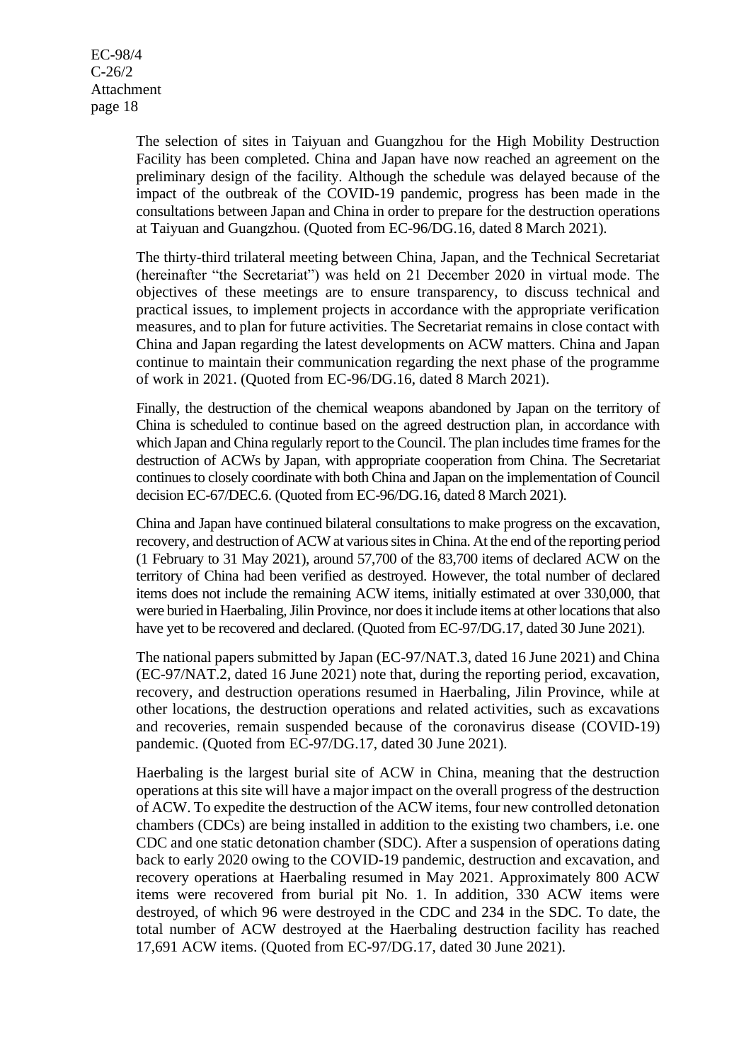The selection of sites in Taiyuan and Guangzhou for the High Mobility Destruction Facility has been completed. China and Japan have now reached an agreement on the preliminary design of the facility. Although the schedule was delayed because of the impact of the outbreak of the COVID-19 pandemic, progress has been made in the consultations between Japan and China in order to prepare for the destruction operations at Taiyuan and Guangzhou. (Quoted from EC-96/DG.16, dated 8 March 2021).

The thirty-third trilateral meeting between China, Japan, and the Technical Secretariat (hereinafter "the Secretariat") was held on 21 December 2020 in virtual mode. The objectives of these meetings are to ensure transparency, to discuss technical and practical issues, to implement projects in accordance with the appropriate verification measures, and to plan for future activities. The Secretariat remains in close contact with China and Japan regarding the latest developments on ACW matters. China and Japan continue to maintain their communication regarding the next phase of the programme of work in 2021. (Quoted from EC-96/DG.16, dated 8 March 2021).

Finally, the destruction of the chemical weapons abandoned by Japan on the territory of China is scheduled to continue based on the agreed destruction plan, in accordance with which Japan and China regularly report to the Council. The plan includes time frames for the destruction of ACWs by Japan, with appropriate cooperation from China. The Secretariat continues to closely coordinate with both China and Japan on the implementation of Council decision EC-67/DEC.6. (Quoted from EC-96/DG.16, dated 8 March 2021).

China and Japan have continued bilateral consultations to make progress on the excavation, recovery, and destruction of ACW at various sites in China. At the end of the reporting period (1 February to 31 May 2021), around 57,700 of the 83,700 items of declared ACW on the territory of China had been verified as destroyed. However, the total number of declared items does not include the remaining ACW items, initially estimated at over 330,000, that were buried in Haerbaling, Jilin Province, nor does it include items at other locations that also have yet to be recovered and declared. (Quoted from EC-97/DG.17, dated 30 June 2021).

The national papers submitted by Japan (EC-97/NAT.3, dated 16 June 2021) and China (EC-97/NAT.2, dated 16 June 2021) note that, during the reporting period, excavation, recovery, and destruction operations resumed in Haerbaling, Jilin Province, while at other locations, the destruction operations and related activities, such as excavations and recoveries, remain suspended because of the coronavirus disease (COVID-19) pandemic. (Quoted from EC-97/DG.17, dated 30 June 2021).

Haerbaling is the largest burial site of ACW in China, meaning that the destruction operations at this site will have a major impact on the overall progress of the destruction of ACW. To expedite the destruction of the ACW items, four new controlled detonation chambers (CDCs) are being installed in addition to the existing two chambers, i.e. one CDC and one static detonation chamber (SDC). After a suspension of operations dating back to early 2020 owing to the COVID-19 pandemic, destruction and excavation, and recovery operations at Haerbaling resumed in May 2021. Approximately 800 ACW items were recovered from burial pit No. 1. In addition, 330 ACW items were destroyed, of which 96 were destroyed in the CDC and 234 in the SDC. To date, the total number of ACW destroyed at the Haerbaling destruction facility has reached 17,691 ACW items. (Quoted from EC-97/DG.17, dated 30 June 2021).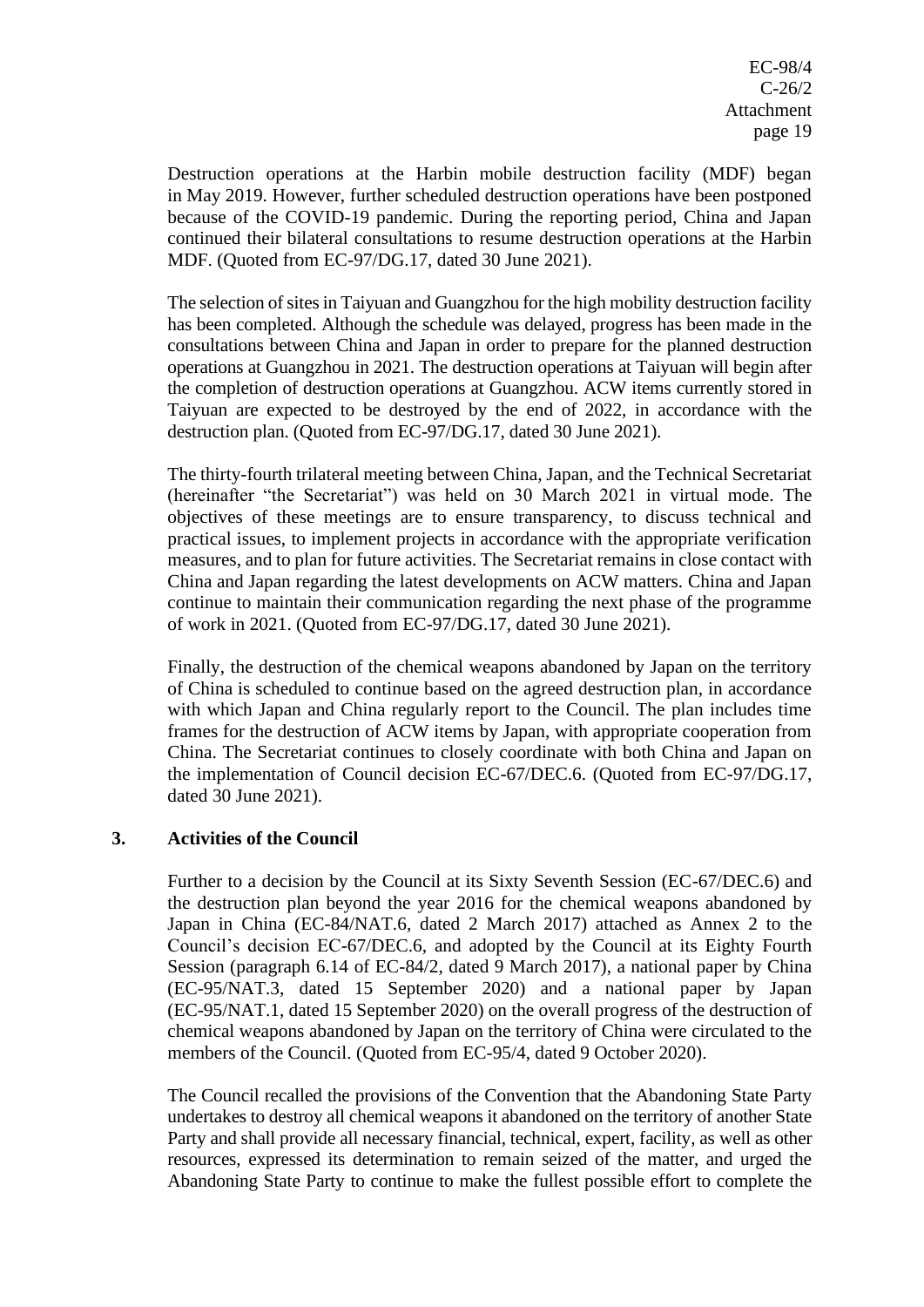Destruction operations at the Harbin mobile destruction facility (MDF) began in May 2019. However, further scheduled destruction operations have been postponed because of the COVID-19 pandemic. During the reporting period, China and Japan continued their bilateral consultations to resume destruction operations at the Harbin MDF. (Quoted from EC-97/DG.17, dated 30 June 2021).

The selection of sites in Taiyuan and Guangzhou for the high mobility destruction facility has been completed. Although the schedule was delayed, progress has been made in the consultations between China and Japan in order to prepare for the planned destruction operations at Guangzhou in 2021. The destruction operations at Taiyuan will begin after the completion of destruction operations at Guangzhou. ACW items currently stored in Taiyuan are expected to be destroyed by the end of 2022, in accordance with the destruction plan. (Quoted from EC-97/DG.17, dated 30 June 2021).

The thirty-fourth trilateral meeting between China, Japan, and the Technical Secretariat (hereinafter "the Secretariat") was held on 30 March 2021 in virtual mode. The objectives of these meetings are to ensure transparency, to discuss technical and practical issues, to implement projects in accordance with the appropriate verification measures, and to plan for future activities. The Secretariat remains in close contact with China and Japan regarding the latest developments on ACW matters. China and Japan continue to maintain their communication regarding the next phase of the programme of work in 2021. (Quoted from EC-97/DG.17, dated 30 June 2021).

Finally, the destruction of the chemical weapons abandoned by Japan on the territory of China is scheduled to continue based on the agreed destruction plan, in accordance with which Japan and China regularly report to the Council. The plan includes time frames for the destruction of ACW items by Japan, with appropriate cooperation from China. The Secretariat continues to closely coordinate with both China and Japan on the implementation of Council decision EC-67/DEC.6. (Quoted from EC-97/DG.17, dated 30 June 2021).

## 3. Activities of the Council

Further to a decision by the Council at its Sixty Seventh Session (EC-67/DEC.6) and the destruction plan beyond the year 2016 for the chemical weapons abandoned by Japan in China (EC-84/NAT.6, dated 2 March 2017) attached as Annex 2 to the Council's decision EC-67/DEC.6, and adopted by the Council at its Eighty Fourth Session (paragraph 6.14 of EC-84/2, dated 9 March 2017), a national paper by China (EC-95/NAT.3, dated 15 September 2020) and a national paper by Japan (EC-95/NAT.1, dated 15 September 2020) on the overall progress of the destruction of chemical weapons abandoned by Japan on the territory of China were circulated to the members of the Council. (Quoted from EC-95/4, dated 9 October 2020).

The Council recalled the provisions of the Convention that the Abandoning State Party undertakes to destroy all chemical weapons it abandoned on the territory of another State Party and shall provide all necessary financial, technical, expert, facility, as well as other resources, expressed its determination to remain seized of the matter, and urged the Abandoning State Party to continue to make the fullest possible effort to complete the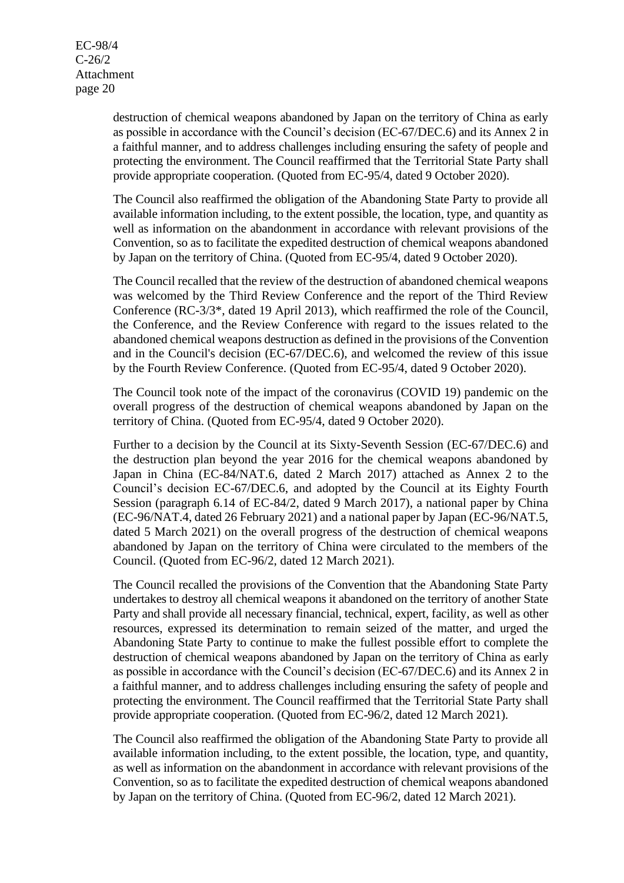destruction of chemical weapons abandoned by Japan on the territory of China as early as possible in accordance with the Council's decision (EC-67/DEC.6) and its Annex 2 in a faithful manner, and to address challenges including ensuring the safety of people and protecting the environment. The Council reaffirmed that the Territorial State Party shall provide appropriate cooperation. (Quoted from EC-95/4, dated 9 October 2020).

The Council also reaffirmed the obligation of the Abandoning State Party to provide all available information including, to the extent possible, the location, type, and quantity as well as information on the abandonment in accordance with relevant provisions of the Convention, so as to facilitate the expedited destruction of chemical weapons abandoned by Japan on the territory of China. (Quoted from EC-95/4, dated 9 October 2020).

The Council recalled that the review of the destruction of abandoned chemical weapons was welcomed by the Third Review Conference and the report of the Third Review Conference (RC-3/3*, dated 19 April 2013), which reaffirmed the role of the Council, the Conference, and the Review Conference with regard to the issues related to the abandoned chemical weapons destruction as defined in the provisions of the Convention and in the Council's decision (EC-67/DEC.6), and welcomed the review of this issue by the Fourth Review Conference. (Quoted from EC-95/4, dated 9 October 2020).

The Council took note of the impact of the coronavirus (COVID 19) pandemic on the overall progress of the destruction of chemical weapons abandoned by Japan on the territory of China. (Quoted from EC-95/4, dated 9 October 2020).

Further to a decision by the Council at its Sixty-Seventh Session (EC-67/DEC.6) and the destruction plan beyond the year 2016 for the chemical weapons abandoned by Japan in China (EC-84/NAT.6, dated 2 March 2017) attached as Annex 2 to the Council's decision EC-67/DEC.6, and adopted by the Council at its Eighty Fourth Session (paragraph 6.14 of EC-84/2, dated 9 March 2017), a national paper by China (EC-96/NAT.4, dated 26 February 2021) and a national paper by Japan (EC-96/NAT.5, dated 5 March 2021) on the overall progress of the destruction of chemical weapons abandoned by Japan on the territory of China were circulated to the members of the Council. (Quoted from EC-96/2, dated 12 March 2021).

The Council recalled the provisions of the Convention that the Abandoning State Party undertakes to destroy all chemical weapons it abandoned on the territory of another State Party and shall provide all necessary financial, technical, expert, facility, as well as other resources, expressed its determination to remain seized of the matter, and urged the Abandoning State Party to continue to make the fullest possible effort to complete the destruction of chemical weapons abandoned by Japan on the territory of China as early as possible in accordance with the Council's decision (EC-67/DEC.6) and its Annex 2 in a faithful manner, and to address challenges including ensuring the safety of people and protecting the environment. The Council reaffirmed that the Territorial State Party shall provide appropriate cooperation. (Quoted from EC-96/2, dated 12 March 2021).

The Council also reaffirmed the obligation of the Abandoning State Party to provide all available information including, to the extent possible, the location, type, and quantity, as well as information on the abandonment in accordance with relevant provisions of the Convention, so as to facilitate the expedited destruction of chemical weapons abandoned by Japan on the territory of China. (Quoted from EC-96/2, dated 12 March 2021).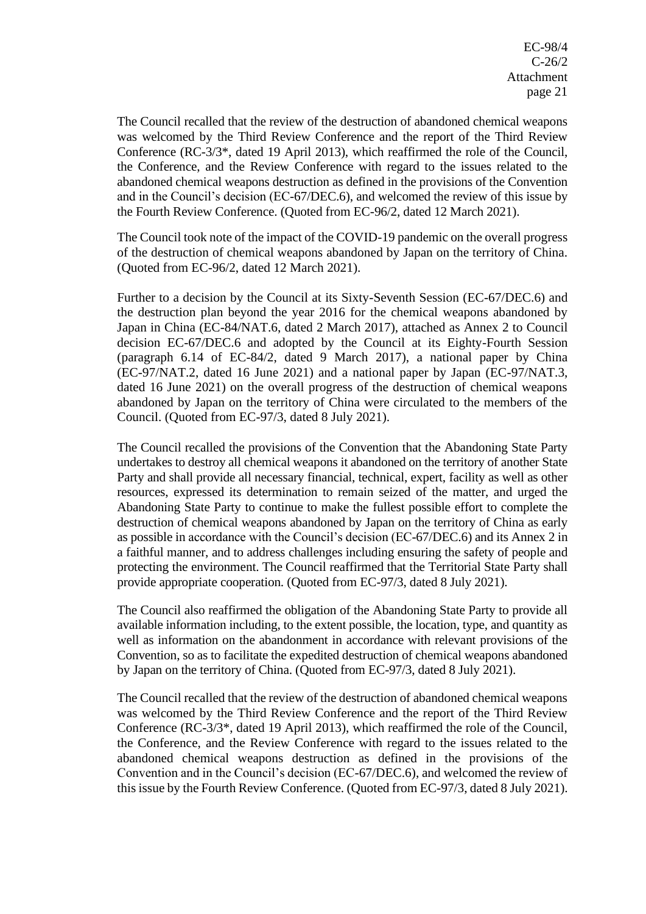The Council recalled that the review of the destruction of abandoned chemical weapons was welcomed by the Third Review Conference and the report of the Third Review Conference (RC-3/3*, dated 19 April 2013), which reaffirmed the role of the Council, the Conference, and the Review Conference with regard to the issues related to the abandoned chemical weapons destruction as defined in the provisions of the Convention and in the Council's decision (EC-67/DEC.6), and welcomed the review of this issue by the Fourth Review Conference. (Quoted from EC-96/2, dated 12 March 2021).

The Council took note of the impact of the COVID-19 pandemic on the overall progress of the destruction of chemical weapons abandoned by Japan on the territory of China. (Quoted from EC-96/2, dated 12 March 2021).

Further to a decision by the Council at its Sixty-Seventh Session (EC-67/DEC.6) and the destruction plan beyond the year 2016 for the chemical weapons abandoned by Japan in China (EC-84/NAT.6, dated 2 March 2017), attached as Annex 2 to Council decision EC-67/DEC.6 and adopted by the Council at its Eighty-Fourth Session (paragraph 6.14 of EC-84/2, dated 9 March 2017), a national paper by China (EC-97/NAT.2, dated 16 June 2021) and a national paper by Japan (EC-97/NAT.3, dated 16 June 2021) on the overall progress of the destruction of chemical weapons abandoned by Japan on the territory of China were circulated to the members of the Council. (Quoted from EC-97/3, dated 8 July 2021).

The Council recalled the provisions of the Convention that the Abandoning State Party undertakes to destroy all chemical weapons it abandoned on the territory of another State Party and shall provide all necessary financial, technical, expert, facility as well as other resources, expressed its determination to remain seized of the matter, and urged the Abandoning State Party to continue to make the fullest possible effort to complete the destruction of chemical weapons abandoned by Japan on the territory of China as early as possible in accordance with the Council's decision (EC-67/DEC.6) and its Annex 2 in a faithful manner, and to address challenges including ensuring the safety of people and protecting the environment. The Council reaffirmed that the Territorial State Party shall provide appropriate cooperation. (Quoted from EC-97/3, dated 8 July 2021).

The Council also reaffirmed the obligation of the Abandoning State Party to provide all available information including, to the extent possible, the location, type, and quantity as well as information on the abandonment in accordance with relevant provisions of the Convention, so as to facilitate the expedited destruction of chemical weapons abandoned by Japan on the territory of China. (Quoted from EC-97/3, dated 8 July 2021).

The Council recalled that the review of the destruction of abandoned chemical weapons was welcomed by the Third Review Conference and the report of the Third Review Conference (RC-3/3*, dated 19 April 2013), which reaffirmed the role of the Council, the Conference, and the Review Conference with regard to the issues related to the abandoned chemical weapons destruction as defined in the provisions of the Convention and in the Council's decision (EC-67/DEC.6), and welcomed the review of this issue by the Fourth Review Conference. (Quoted from EC-97/3, dated 8 July 2021).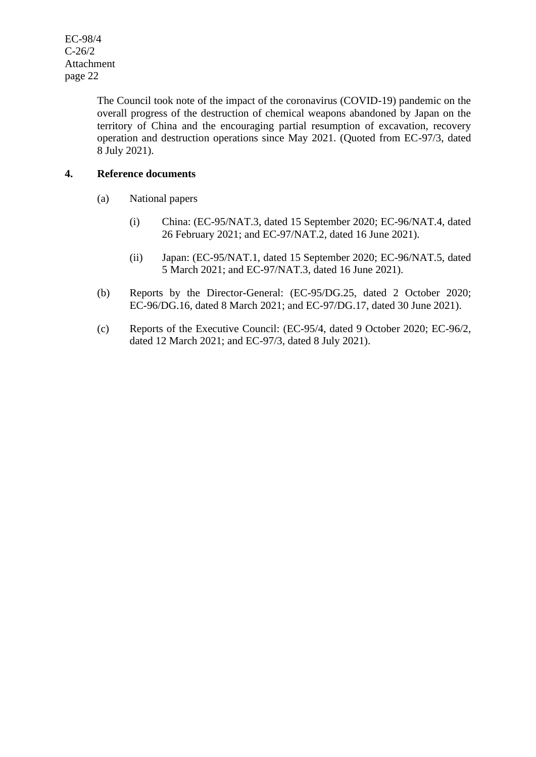The Council took note of the impact of the coronavirus (COVID-19) pandemic on the overall progress of the destruction of chemical weapons abandoned by Japan on the territory of China and the encouraging partial resumption of excavation, recovery operation and destruction operations since May 2021. (Quoted from EC-97/3, dated 8 July 2021).

**4. Reference documents**

(a) National papers

(i) China: (EC-95/NAT.3, dated 15 September 2020; EC-96/NAT.4, dated 26 February 2021; and EC-97/NAT.2, dated 16 June 2021).

(ii) Japan: (EC-95/NAT.1, dated 15 September 2020; EC-96/NAT.5, dated 5 March 2021; and EC-97/NAT.3, dated 16 June 2021).

(b) Reports by the Director-General: (EC-95/DG.25, dated 2 October 2020; EC-96/DG.16, dated 8 March 2021; and EC-97/DG.17, dated 30 June 2021).

(c) Reports of the Executive Council: (EC-95/4, dated 9 October 2020; EC-96/2, dated 12 March 2021; and EC-97/3, dated 8 July 2021).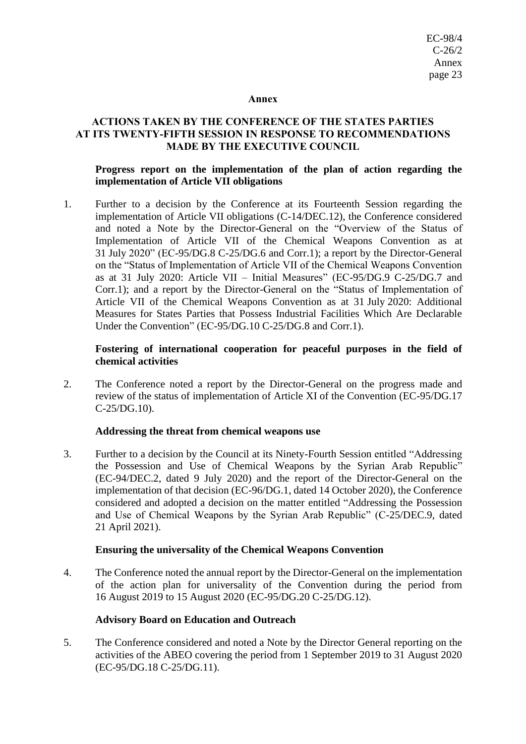# Annex

## ACTIONS TAKEN BY THE CONFERENCE OF THE STATES PARTIES AT ITS TWENTY-FIFTH SESSION IN RESPONSE TO RECOMMENDATIONS MADE BY THE EXECUTIVE COUNCIL

### Progress report on the implementation of the plan of action regarding the implementation of Article VII obligations

1. Further to a decision by the Conference at its Fourteenth Session regarding the implementation of Article VII obligations (C-14/DEC.12), the Conference considered and noted a Note by the Director-General on the "Overview of the Status of Implementation of Article VII of the Chemical Weapons Convention as at 31 July 2020" (EC-95/DG.8 C-25/DG.6 and Corr.1); a report by the Director-General on the "Status of Implementation of Article VII of the Chemical Weapons Convention as at 31 July 2020: Article VII – Initial Measures" (EC-95/DG.9 C-25/DG.7 and Corr.1); and a report by the Director-General on the "Status of Implementation of Article VII of the Chemical Weapons Convention as at 31 July 2020: Additional Measures for States Parties that Possess Industrial Facilities Which Are Declarable Under the Convention" (EC-95/DG.10 C-25/DG.8 and Corr.1).

### Fostering of international cooperation for peaceful purposes in the field of chemical activities

2. The Conference noted a report by the Director-General on the progress made and review of the status of implementation of Article XI of the Convention (EC-95/DG.17 C-25/DG.10).

### Addressing the threat from chemical weapons use

3. Further to a decision by the Council at its Ninety-Fourth Session entitled "Addressing the Possession and Use of Chemical Weapons by the Syrian Arab Republic" (EC-94/DEC.2, dated 9 July 2020) and the report of the Director-General on the implementation of that decision (EC-96/DG.1, dated 14 October 2020), the Conference considered and adopted a decision on the matter entitled "Addressing the Possession and Use of Chemical Weapons by the Syrian Arab Republic" (C-25/DEC.9, dated 21 April 2021).

### Ensuring the universality of the Chemical Weapons Convention

4. The Conference noted the annual report by the Director-General on the implementation of the action plan for universality of the Convention during the period from 16 August 2019 to 15 August 2020 (EC-95/DG.20 C-25/DG.12).

### Advisory Board on Education and Outreach

5. The Conference considered and noted a Note by the Director General reporting on the activities of the ABEO covering the period from 1 September 2019 to 31 August 2020 (EC-95/DG.18 C-25/DG.11).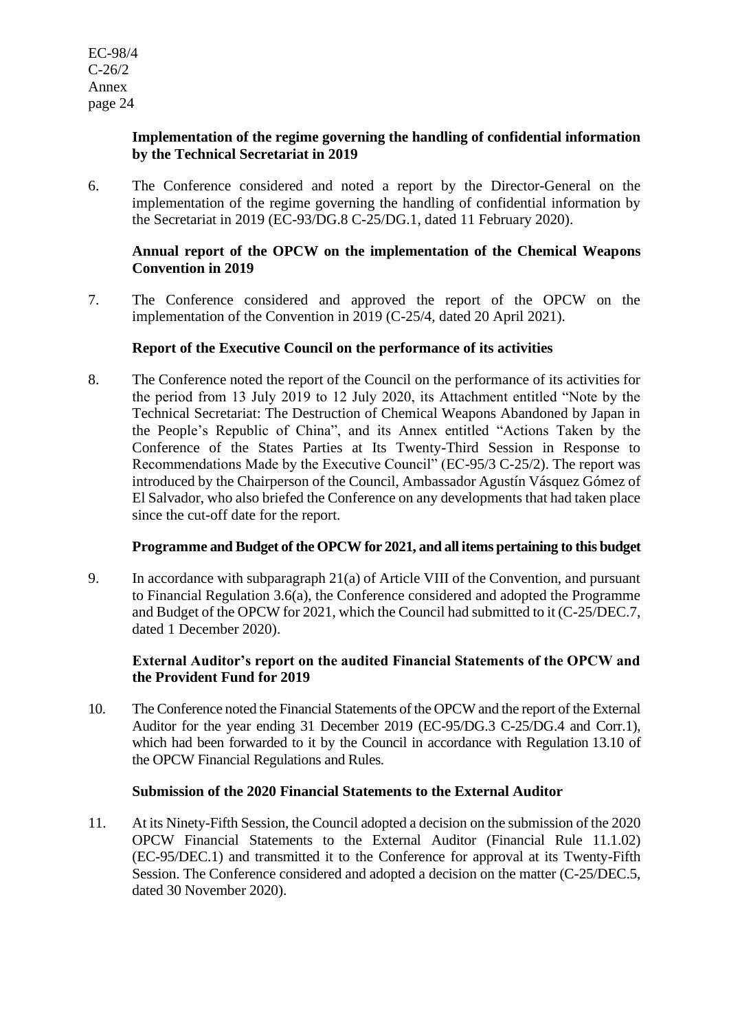**Implementation of the regime governing the handling of confidential information by the Technical Secretariat in 2019**

6. The Conference considered and noted a report by the Director-General on the implementation of the regime governing the handling of confidential information by the Secretariat in 2019 (EC-93/DG.8 C-25/DG.1, dated 11 February 2020).

**Annual report of the OPCW on the implementation of the Chemical Weapons Convention in 2019**

7. The Conference considered and approved the report of the OPCW on the implementation of the Convention in 2019 (C-25/4, dated 20 April 2021).

**Report of the Executive Council on the performance of its activities**

8. The Conference noted the report of the Council on the performance of its activities for the period from 13 July 2019 to 12 July 2020, its Attachment entitled "Note by the Technical Secretariat: The Destruction of Chemical Weapons Abandoned by Japan in the People's Republic of China", and its Annex entitled "Actions Taken by the Conference of the States Parties at Its Twenty-Third Session in Response to Recommendations Made by the Executive Council" (EC-95/3 C-25/2). The report was introduced by the Chairperson of the Council, Ambassador Agustín Vásquez Gómez of El Salvador, who also briefed the Conference on any developments that had taken place since the cut-off date for the report.

**Programme and Budget of the OPCW for 2021, and all items pertaining to this budget**

9. In accordance with subparagraph 21(a) of Article VIII of the Convention, and pursuant to Financial Regulation 3.6(a), the Conference considered and adopted the Programme and Budget of the OPCW for 2021, which the Council had submitted to it (C-25/DEC.7, dated 1 December 2020).

**External Auditor's report on the audited Financial Statements of the OPCW and the Provident Fund for 2019**

10. The Conference noted the Financial Statements of the OPCW and the report of the External Auditor for the year ending 31 December 2019 (EC-95/DG.3 C-25/DG.4 and Corr.1), which had been forwarded to it by the Council in accordance with Regulation 13.10 of the OPCW Financial Regulations and Rules.

**Submission of the 2020 Financial Statements to the External Auditor**

11. At its Ninety-Fifth Session, the Council adopted a decision on the submission of the 2020 OPCW Financial Statements to the External Auditor (Financial Rule 11.1.02) (EC-95/DEC.1) and transmitted it to the Conference for approval at its Twenty-Fifth Session. The Conference considered and adopted a decision on the matter (C-25/DEC.5, dated 30 November 2020).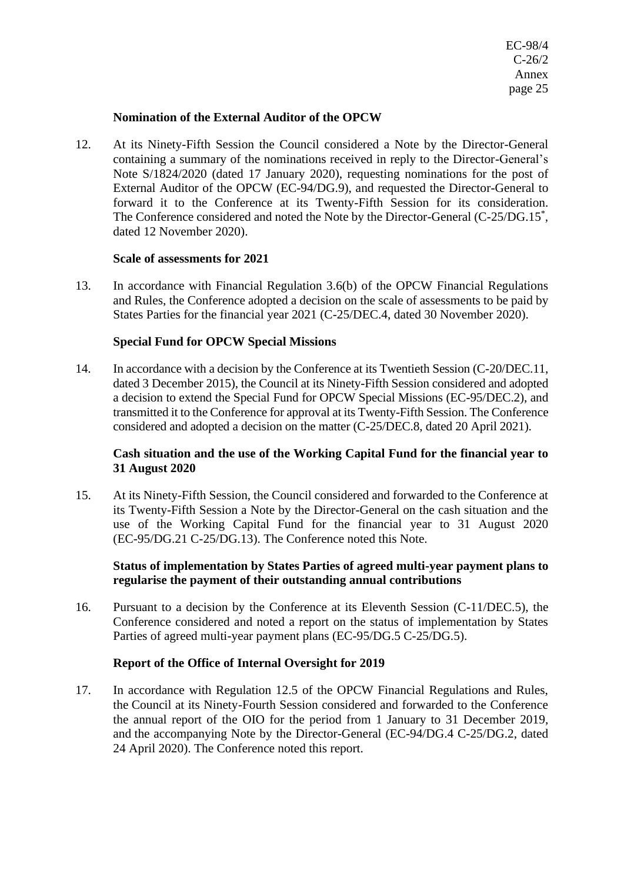**Nomination of the External Auditor of the OPCW**

12. At its Ninety-Fifth Session the Council considered a Note by the Director-General containing a summary of the nominations received in reply to the Director-General's Note S/1824/2020 (dated 17 January 2020), requesting nominations for the post of External Auditor of the OPCW (EC-94/DG.9), and requested the Director-General to forward it to the Conference at its Twenty-Fifth Session for its consideration. The Conference considered and noted the Note by the Director-General (C-25/DG.15*, dated 12 November 2020).

**Scale of assessments for 2021**

13. In accordance with Financial Regulation 3.6(b) of the OPCW Financial Regulations and Rules, the Conference adopted a decision on the scale of assessments to be paid by States Parties for the financial year 2021 (C-25/DEC.4, dated 30 November 2020).

**Special Fund for OPCW Special Missions**

14. In accordance with a decision by the Conference at its Twentieth Session (C-20/DEC.11, dated 3 December 2015), the Council at its Ninety-Fifth Session considered and adopted a decision to extend the Special Fund for OPCW Special Missions (EC-95/DEC.2), and transmitted it to the Conference for approval at its Twenty-Fifth Session. The Conference considered and adopted a decision on the matter (C-25/DEC.8, dated 20 April 2021).

**Cash situation and the use of the Working Capital Fund for the financial year to 31 August 2020**

15. At its Ninety-Fifth Session, the Council considered and forwarded to the Conference at its Twenty-Fifth Session a Note by the Director-General on the cash situation and the use of the Working Capital Fund for the financial year to 31 August 2020 (EC-95/DG.21 C-25/DG.13). The Conference noted this Note.

**Status of implementation by States Parties of agreed multi-year payment plans to regularise the payment of their outstanding annual contributions**

16. Pursuant to a decision by the Conference at its Eleventh Session (C-11/DEC.5), the Conference considered and noted a report on the status of implementation by States Parties of agreed multi-year payment plans (EC-95/DG.5 C-25/DG.5).

**Report of the Office of Internal Oversight for 2019**

17. In accordance with Regulation 12.5 of the OPCW Financial Regulations and Rules, the Council at its Ninety-Fourth Session considered and forwarded to the Conference the annual report of the OIO for the period from 1 January to 31 December 2019, and the accompanying Note by the Director-General (EC-94/DG.4 C-25/DG.2, dated 24 April 2020). The Conference noted this report.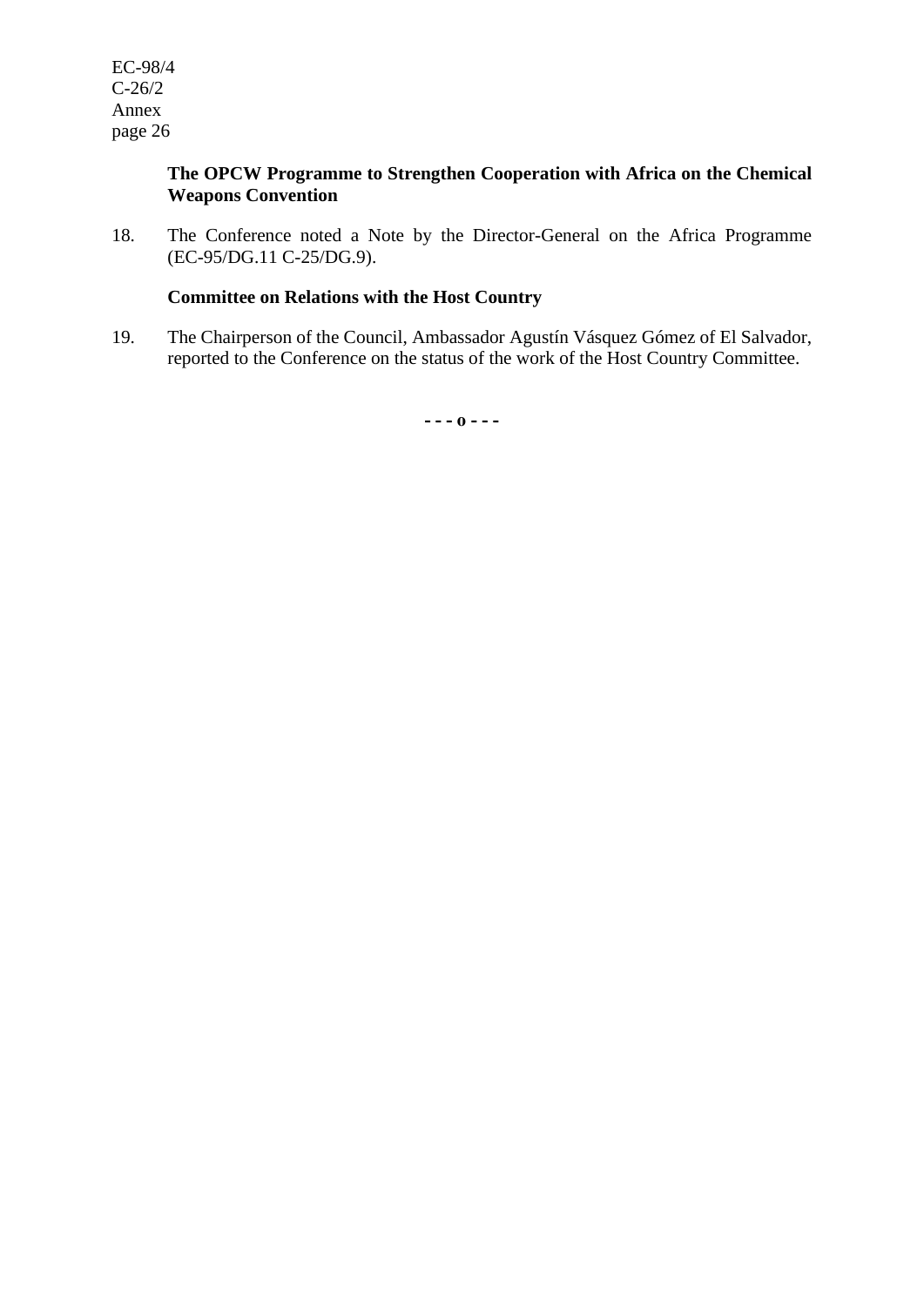**The OPCW Programme to Strengthen Cooperation with Africa on the Chemical Weapons Convention**

18. The Conference noted a Note by the Director-General on the Africa Programme (EC-95/DG.11 C-25/DG.9).

**Committee on Relations with the Host Country**

19. The Chairperson of the Council, Ambassador Agustín Vásquez Gómez of El Salvador, reported to the Conference on the status of the work of the Host Country Committee.

**- - - o - - -**